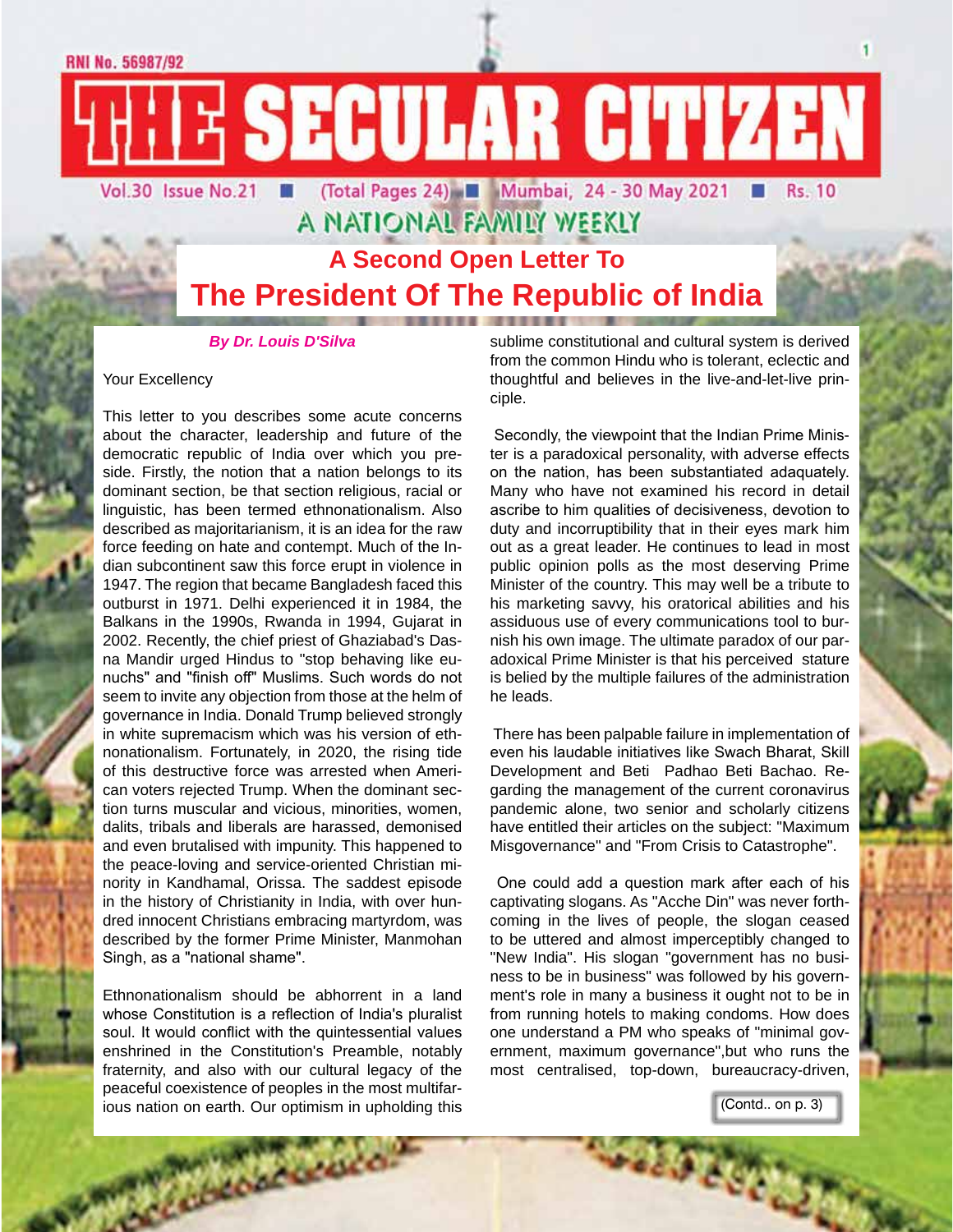RNI No. 56987/92

# THE SECULAR CITIZEN

Vol.30 Issue No.21 ■ (Total Pages 24) ■ Mumbai, 24 - 30 May 2021 ■ Rs. 10

A NATIONAL FAMILY WEEKLY

## A Second Open Letter To
## The President Of The Republic of India

***By Dr. Louis D'Silva***

Your Excellency

This letter to you describes some acute concerns about the character, leadership and future of the democratic republic of India over which you preside. Firstly, the notion that a nation belongs to its dominant section, be that section religious, racial or linguistic, has been termed ethnonationalism. Also described as majoritarianism, it is an idea for the raw force feeding on hate and contempt. Much of the Indian subcontinent saw this force erupt in violence in 1947. The region that became Bangladesh faced this outburst in 1971. Delhi experienced it in 1984, the Balkans in the 1990s, Rwanda in 1994, Gujarat in 2002. Recently, the chief priest of Ghaziabad's Dasna Mandir urged Hindus to "stop behaving like eunuchs" and "finish off" Muslims. Such words do not seem to invite any objection from those at the helm of governance in India. Donald Trump believed strongly in white supremacism which was his version of ethnonationalism. Fortunately, in 2020, the rising tide of this destructive force was arrested when American voters rejected Trump. When the dominant section turns muscular and vicious, minorities, women, dalits, tribals and liberals are harassed, demonised and even brutalised with impunity. This happened to the peace-loving and service-oriented Christian minority in Kandhamal, Orissa. The saddest episode in the history of Christianity in India, with over hundred innocent Christians embracing martyrdom, was described by the former Prime Minister, Manmohan Singh, as a "national shame".

Ethnonationalism should be abhorrent in a land whose Constitution is a reflection of India's pluralist soul. It would conflict with the quintessential values enshrined in the Constitution's Preamble, notably fraternity, and also with our cultural legacy of the peaceful coexistence of peoples in the most multifarious nation on earth. Our optimism in upholding this sublime constitutional and cultural system is derived from the common Hindu who is tolerant, eclectic and thoughtful and believes in the live-and-let-live principle.

Secondly, the viewpoint that the Indian Prime Minister is a paradoxical personality, with adverse effects on the nation, has been substantiated adaquately. Many who have not examined his record in detail ascribe to him qualities of decisiveness, devotion to duty and incorruptibility that in their eyes mark him out as a great leader. He continues to lead in most public opinion polls as the most deserving Prime Minister of the country. This may well be a tribute to his marketing savvy, his oratorical abilities and his assiduous use of every communications tool to burnish his own image. The ultimate paradox of our paradoxical Prime Minister is that his perceived stature is belied by the multiple failures of the administration he leads.

There has been palpable failure in implementation of even his laudable initiatives like Swach Bharat, Skill Development and Beti Padhao Beti Bachao. Regarding the management of the current coronavirus pandemic alone, two senior and scholarly citizens have entitled their articles on the subject: "Maximum Misgovernance" and "From Crisis to Catastrophe".

One could add a question mark after each of his captivating slogans. As "Acche Din" was never forthcoming in the lives of people, the slogan ceased to be uttered and almost imperceptibly changed to "New India". His slogan "government has no business to be in business" was followed by his government's role in many a business it ought not to be in from running hotels to making condoms. How does one understand a PM who speaks of "minimal government, maximum governance",but who runs the most centralised, top-down, bureaucracy-driven,

(Contd.. on p. 3)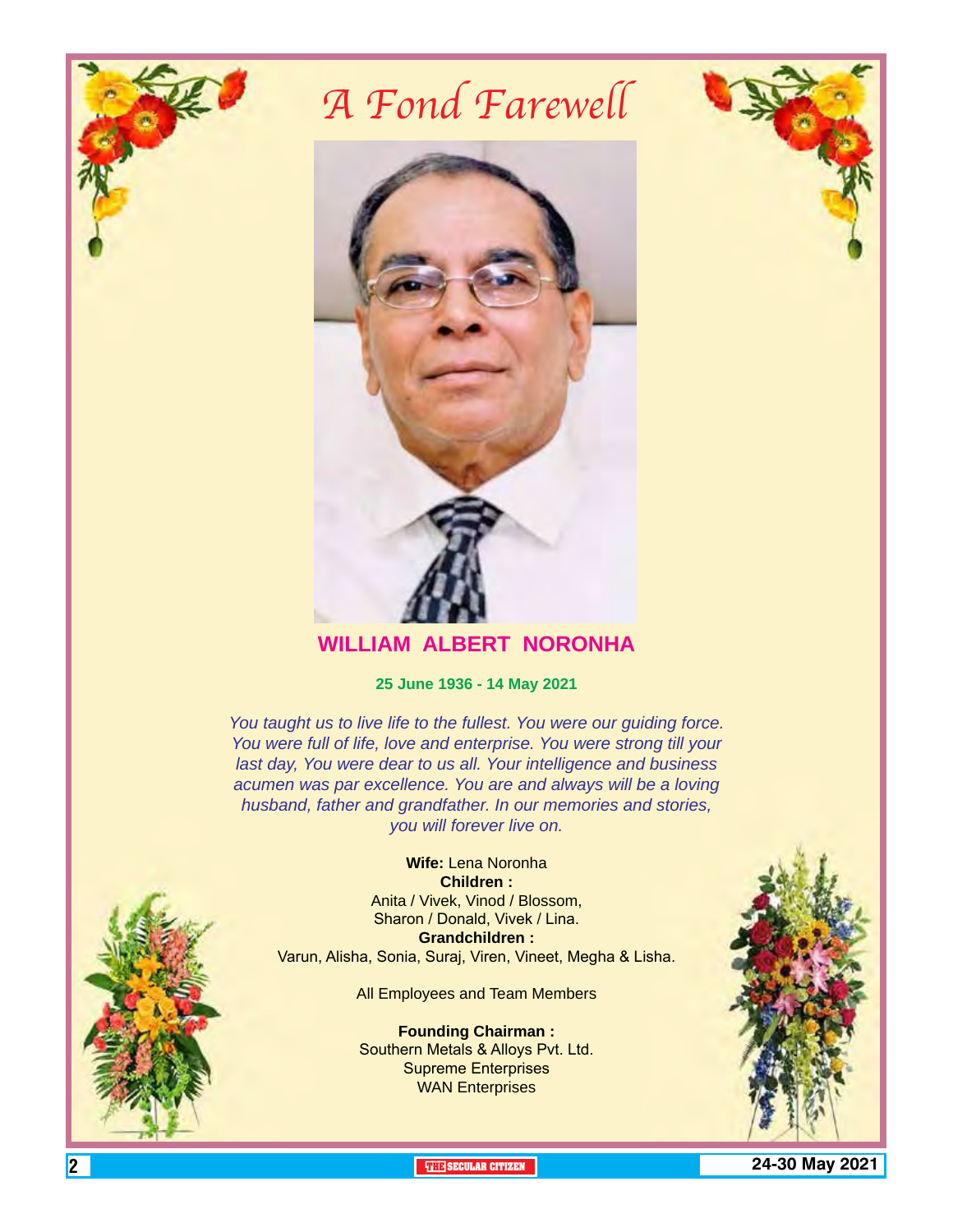# A Fond Farewell

## WILLIAM ALBERT NORONHA

**25 June 1936 - 14 May 2021**

*You taught us to live life to the fullest. You were our guiding force. You were full of life, love and enterprise. You were strong till your last day, You were dear to us all. Your intelligence and business acumen was par excellence. You are and always will be a loving husband, father and grandfather. In our memories and stories, you will forever live on.*

**Wife:** Lena Noronha
**Children :**
Anita / Vivek, Vinod / Blossom,
Sharon / Donald, Vivek / Lina.
**Grandchildren :**
Varun, Alisha, Sonia, Suraj, Viren, Vineet, Megha & Lisha.

All Employees and Team Members

**Founding Chairman :**
Southern Metals & Alloys Pvt. Ltd.
Supreme Enterprises
WAN Enterprises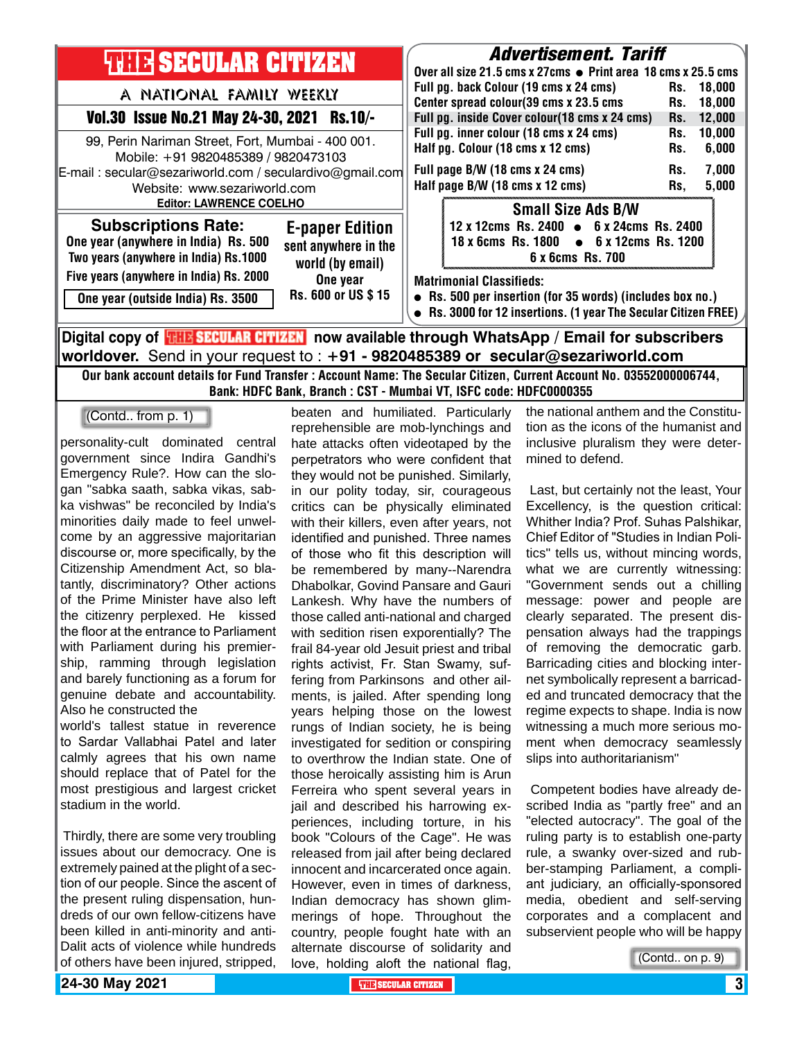# THE SECULAR CITIZEN

A NATIONAL FAMILY WEEKLY

**Vol.30 Issue No.21 May 24-30, 2021 Rs.10/-**

99, Perin Nariman Street, Fort, Mumbai - 400 001.
Mobile: +91 9820485389 / 9820473103
E-mail : secular@sezariworld.com / seculardivo@gmail.com
Website: www.sezariworld.com
**Editor: LAWRENCE COELHO**

## Subscriptions Rate:

- One year (anywhere in India) Rs. 500
- Two years (anywhere in India) Rs.1000
- Five years (anywhere in India) Rs. 2000
- One year (outside India) Rs. 3500

## E-paper Edition

sent anywhere in the world (by email)
One year
Rs. 600 or US $ 15

## Advertisement. Tariff

Over all size 21.5 cms x 27cms • Print area 18 cms x 25.5 cms

| | |
|---|---|
| Full pg. back Colour (19 cms x 24 cms) | Rs. 18,000 |
| Center spread colour(39 cms x 23.5 cms | Rs. 18,000 |
| Full pg. inside Cover colour(18 cms x 24 cms) | Rs. 12,000 |
| Full pg. inner colour (18 cms x 24 cms) | Rs. 10,000 |
| Half pg. Colour (18 cms x 12 cms) | Rs. 6,000 |
| Full page B/W (18 cms x 24 cms) | Rs. 7,000 |
| Half page B/W (18 cms x 12 cms) | Rs, 5,000 |

### Small Size Ads B/W

12 x 12cms Rs. 2400 • 6 x 24cms Rs. 2400
18 x 6cms Rs. 1800 • 6 x 12cms Rs. 1200
6 x 6cms Rs. 700

**Matrimonial Classifieds:**

- Rs. 500 per insertion (for 35 words) (includes box no.)
- Rs. 3000 for 12 insertions. (1 year The Secular Citizen FREE)

**Digital copy of THE SECULAR CITIZEN now available through WhatsApp / Email for subscribers worldover.** Send in your request to : **+91 - 9820485389 or secular@sezariworld.com**

**Our bank account details for Fund Transfer : Account Name: The Secular Citizen, Current Account No. 03552000006744, Bank: HDFC Bank, Branch : CST - Mumbai VT, ISFC code: HDFC0000355**

(Contd.. from p. 1)

personality-cult dominated central government since Indira Gandhi's Emergency Rule?. How can the slogan "sabka saath, sabka vikas, sabka vishwas" be reconciled by India's minorities daily made to feel unwelcome by an aggressive majoritarian discourse or, more specifically, by the Citizenship Amendment Act, so blatantly, discriminatory? Other actions of the Prime Minister have also left the citizenry perplexed. He kissed the floor at the entrance to Parliament with Parliament during his premiership, ramming through legislation and barely functioning as a forum for genuine debate and accountability. Also he constructed the world's tallest statue in reverence to Sardar Vallabhai Patel and later calmly agrees that his own name should replace that of Patel for the most prestigious and largest cricket stadium in the world.

Thirdly, there are some very troubling issues about our democracy. One is extremely pained at the plight of a section of our people. Since the ascent of the present ruling dispensation, hundreds of our own fellow-citizens have been killed in anti-minority and anti-Dalit acts of violence while hundreds of others have been injured, stripped, beaten and humiliated. Particularly reprehensible are mob-lynchings and hate attacks often videotaped by the perpetrators who were confident that they would not be punished. Similarly, in our polity today, sir, courageous critics can be physically eliminated with their killers, even after years, not identified and punished. Three names of those who fit this description will be remembered by many--Narendra Dhabolkar, Govind Pansare and Gauri Lankesh. Why have the numbers of those called anti-national and charged with sedition risen exponentially? The frail 84-year old Jesuit priest and tribal rights activist, Fr. Stan Swamy, suffering from Parkinsons and other ailments, is jailed. After spending long years helping those on the lowest rungs of Indian society, he is being investigated for sedition or conspiring to overthrow the Indian state. One of those heroically assisting him is Arun Ferreira who spent several years in jail and described his harrowing experiences, including torture, in his book "Colours of the Cage". He was released from jail after being declared innocent and incarcerated once again. However, even in times of darkness, Indian democracy has shown glimmerings of hope. Throughout the country, people fought hate with an alternate discourse of solidarity and love, holding aloft the national flag, the national anthem and the Constitution as the icons of the humanist and inclusive pluralism they were determined to defend.

Last, but certainly not the least, Your Excellency, is the question critical: Whither India? Prof. Suhas Palshikar, Chief Editor of "Studies in Indian Politics" tells us, without mincing words, what we are currently witnessing: "Government sends out a chilling message: power and people are clearly separated. The present dispensation always had the trappings of removing the democratic garb. Barricading cities and blocking internet symbolically represent a barricaded and truncated democracy that the regime expects to shape. India is now witnessing a much more serious moment when democracy seamlessly slips into authoritarianism"

Competent bodies have already described India as "partly free" and an "elected autocracy". The goal of the ruling party is to establish one-party rule, a swanky over-sized and rubber-stamping Parliament, a compliant judiciary, an officially-sponsored media, obedient and self-serving corporates and a complacent and subservient people who will be happy

(Contd.. on p. 9)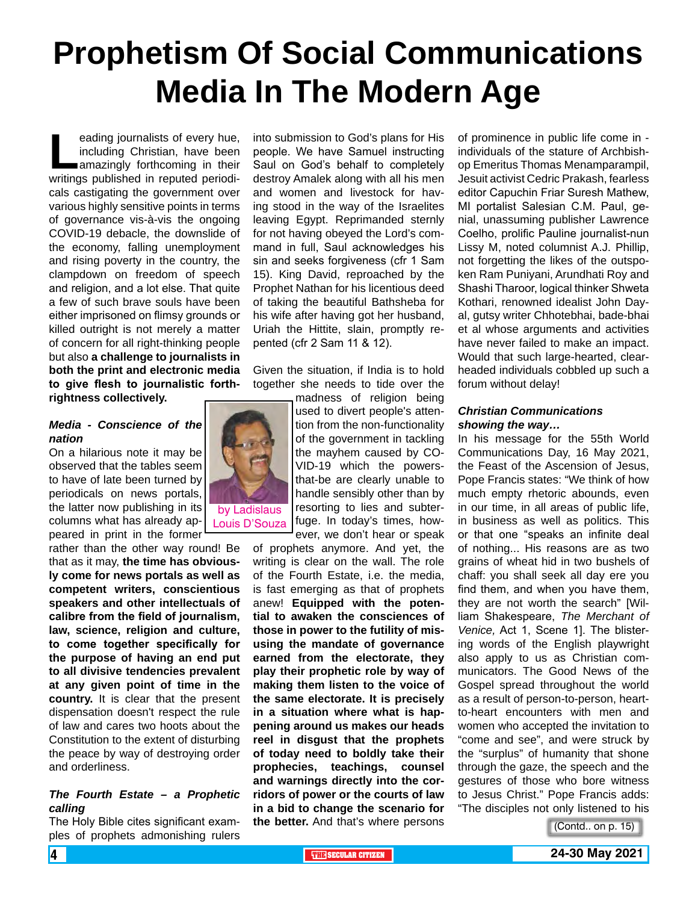# Prophetism Of Social Communications Media In The Modern Age

by Ladislaus Louis D'Souza

Leading journalists of every hue, including Christian, have been amazingly forthcoming in their writings published in reputed periodicals castigating the government over various highly sensitive points in terms of governance vis-à-vis the ongoing COVID-19 debacle, the downslide of the economy, falling unemployment and rising poverty in the country, the clampdown on freedom of speech and religion, and a lot else. That quite a few of such brave souls have been either imprisoned on flimsy grounds or killed outright is not merely a matter of concern for all right-thinking people but also **a challenge to journalists in both the print and electronic media to give flesh to journalistic forthrightness collectively.**

### *Media - Conscience of the nation*

On a hilarious note it may be observed that the tables seem to have of late been turned by periodicals on news portals, the latter now publishing in its columns what has already appeared in print in the former rather than the other way round! Be that as it may, **the time has obviously come for news portals as well as competent writers, conscientious speakers and other intellectuals of calibre from the field of journalism, law, science, religion and culture, to come together specifically for the purpose of having an end put to all divisive tendencies prevalent at any given point of time in the country.** It is clear that the present dispensation doesn't respect the rule of law and cares two hoots about the Constitution to the extent of disturbing the peace by way of destroying order and orderliness.

### *The Fourth Estate – a Prophetic calling*

The Holy Bible cites significant examples of prophets admonishing rulers into submission to God's plans for His people. We have Samuel instructing Saul on God's behalf to completely destroy Amalek along with all his men and women and livestock for having stood in the way of the Israelites leaving Egypt. Reprimanded sternly for not having obeyed the Lord's command in full, Saul acknowledges his sin and seeks forgiveness (cfr 1 Sam 15). King David, reproached by the Prophet Nathan for his licentious deed of taking the beautiful Bathsheba for his wife after having got her husband, Uriah the Hittite, slain, promptly repented (cfr 2 Sam 11 & 12).

Given the situation, if India is to hold together she needs to tide over the madness of religion being used to divert people's attention from the non-functionality of the government in tackling the mayhem caused by COVID-19 which the powers-that-be are clearly unable to handle sensibly other than by resorting to lies and subterfuge. In today's times, however, we don't hear or speak of prophets anymore. And yet, the writing is clear on the wall. The role of the Fourth Estate, i.e. the media, is fast emerging as that of prophets anew! **Equipped with the potential to awaken the consciences of those in power to the futility of misusing the mandate of governance earned from the electorate, they play their prophetic role by way of making them listen to the voice of the same electorate. It is precisely in a situation where what is happening around us makes our heads reel in disgust that the prophets of today need to boldly take their prophecies, teachings, counsel and warnings directly into the corridors of power or the courts of law in a bid to change the scenario for the better.** And that's where persons of prominence in public life come in - individuals of the stature of Archbishop Emeritus Thomas Menamparampil, Jesuit activist Cedric Prakash, fearless editor Capuchin Friar Suresh Mathew, MI portalist Salesian C.M. Paul, genial, unassuming publisher Lawrence Coelho, prolific Pauline journalist-nun Lissy M, noted columnist A.J. Phillip, not forgetting the likes of the outspoken Ram Puniyani, Arundhati Roy and Shashi Tharoor, logical thinker Shweta Kothari, renowned idealist John Dayal, gutsy writer Chhotebhai, bade-bhai et al whose arguments and activities have never failed to make an impact. Would that such large-hearted, clear-headed individuals cobbled up such a forum without delay!

### *Christian Communications showing the way…*

In his message for the 55th World Communications Day, 16 May 2021, the Feast of the Ascension of Jesus, Pope Francis states: "We think of how much empty rhetoric abounds, even in our time, in all areas of public life, in business as well as politics. This or that one "speaks an infinite deal of nothing... His reasons are as two grains of wheat hid in two bushels of chaff: you shall seek all day ere you find them, and when you have them, they are not worth the search" [William Shakespeare, *The Merchant of Venice,* Act 1, Scene 1]. The blistering words of the English playwright also apply to us as Christian communicators. The Good News of the Gospel spread throughout the world as a result of person-to-person, heart-to-heart encounters with men and women who accepted the invitation to "come and see", and were struck by the "surplus" of humanity that shone through the gaze, the speech and the gestures of those who bore witness to Jesus Christ." Pope Francis adds: "The disciples not only listened to his

(Contd.. on p. 15)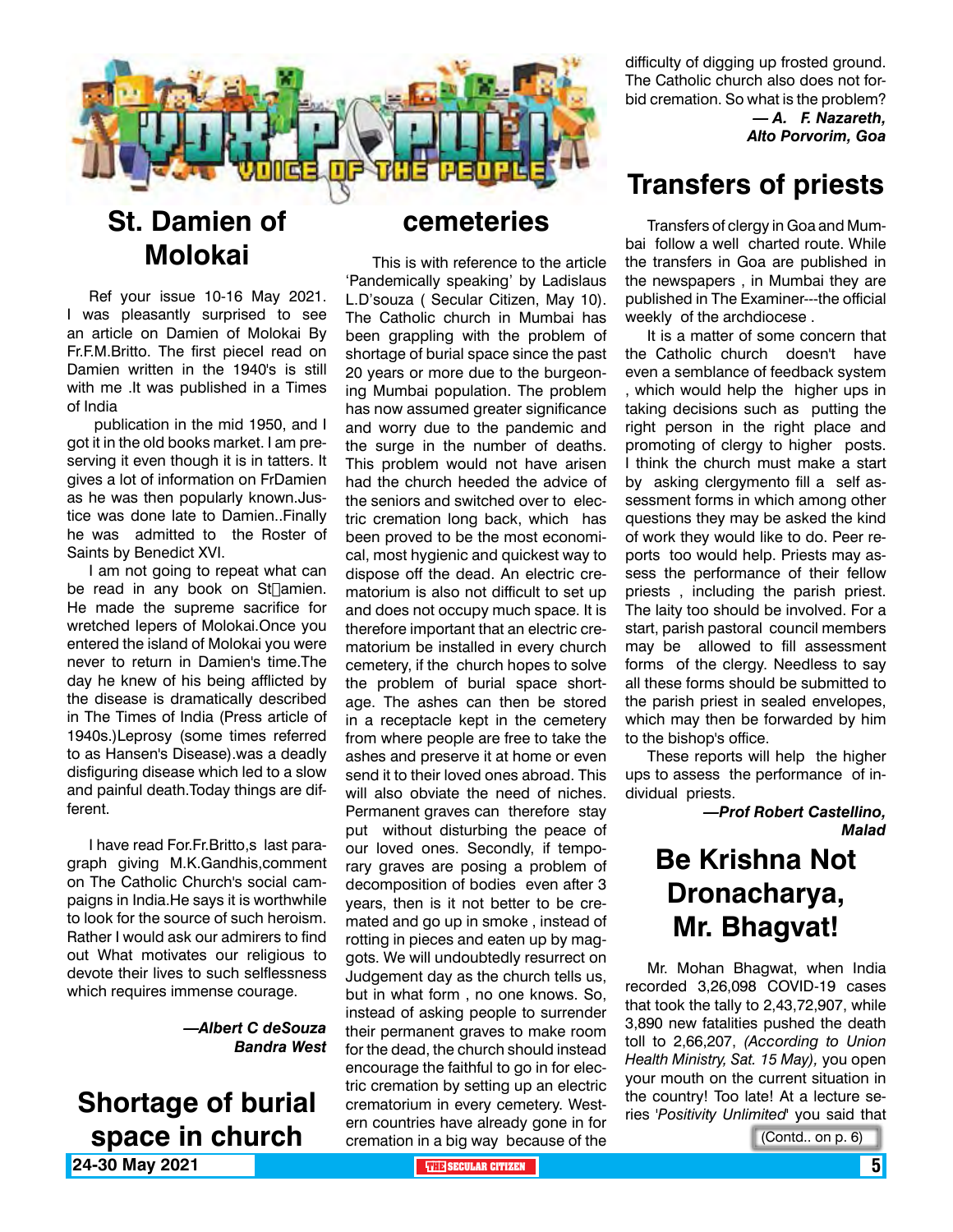# VOX POPULI — VOICE OF THE PEOPLE

## St. Damien of Molokai

Ref your issue 10-16 May 2021. I was pleasantly surprised to see an article on Damien of Molokai By Fr.F.M.Britto. The first piecel read on Damien written in the 1940's is still with me .It was published in a Times of India

publication in the mid 1950, and I got it in the old books market. I am preserving it even though it is in tatters. It gives a lot of information on FrDamien as he was then popularly known.Justice was done late to Damien..Finally he was admitted to the Roster of Saints by Benedict XVI.

I am not going to repeat what can be read in any book on St amien. He made the supreme sacrifice for wretched lepers of Molokai.Once you entered the island of Molokai you were never to return in Damien's time.The day he knew of his being afflicted by the disease is dramatically described in The Times of India (Press article of 1940s.)Leprosy (some times referred to as Hansen's Disease).was a deadly disfiguring disease which led to a slow and painful death.Today things are different.

I have read For.Fr.Britto,s last paragraph giving M.K.Gandhis,comment on The Catholic Church's social campaigns in India.He says it is worthwhile to look for the source of such heroism. Rather I would ask our admirers to find out What motivates our religious to devote their lives to such selflessness which requires immense courage.

***—Albert C deSouza***
***Bandra West***

## Shortage of burial space in church cemeteries

This is with reference to the article 'Pandemically speaking' by Ladislaus L.D'souza ( Secular Citizen, May 10). The Catholic church in Mumbai has been grappling with the problem of shortage of burial space since the past 20 years or more due to the burgeoning Mumbai population. The problem has now assumed greater significance and worry due to the pandemic and the surge in the number of deaths. This problem would not have arisen had the church heeded the advice of the seniors and switched over to electric cremation long back, which has been proved to be the most economical, most hygienic and quickest way to dispose off the dead. An electric crematorium is also not difficult to set up and does not occupy much space. It is therefore important that an electric crematorium be installed in every church cemetery, if the church hopes to solve the problem of burial space shortage. The ashes can then be stored in a receptacle kept in the cemetery from where people are free to take the ashes and preserve it at home or even send it to their loved ones abroad. This will also obviate the need of niches. Permanent graves can therefore stay put without disturbing the peace of our loved ones. Secondly, if temporary graves are posing a problem of decomposition of bodies even after 3 years, then is it not better to be cremated and go up in smoke , instead of rotting in pieces and eaten up by maggots. We will undoubtedly resurrect on Judgement day as the church tells us, but in what form , no one knows. So, instead of asking people to surrender their permanent graves to make room for the dead, the church should instead encourage the faithful to go in for electric cremation by setting up an electric crematorium in every cemetery. Western countries have already gone in for cremation in a big way because of the difficulty of digging up frosted ground. The Catholic church also does not forbid cremation. So what is the problem?

***— A. F. Nazareth,***
***Alto Porvorim, Goa***

## Transfers of priests

Transfers of clergy in Goa and Mumbai follow a well charted route. While the transfers in Goa are published in the newspapers , in Mumbai they are published in The Examiner---the official weekly of the archdiocese .

It is a matter of some concern that the Catholic church doesn't have even a semblance of feedback system , which would help the higher ups in taking decisions such as putting the right person in the right place and promoting of clergy to higher posts. I think the church must make a start by asking clergymento fill a self assessment forms in which among other questions they may be asked the kind of work they would like to do. Peer reports too would help. Priests may assess the performance of their fellow priests , including the parish priest. The laity too should be involved. For a start, parish pastoral council members may be allowed to fill assessment forms of the clergy. Needless to say all these forms should be submitted to the parish priest in sealed envelopes, which may then be forwarded by him to the bishop's office.

These reports will help the higher ups to assess the performance of individual priests.

***—Prof Robert Castellino,***
***Malad***

## Be Krishna Not Dronacharya, Mr. Bhagvat!

Mr. Mohan Bhagwat, when India recorded 3,26,098 COVID-19 cases that took the tally to 2,43,72,907, while 3,890 new fatalities pushed the death toll to 2,66,207, *(According to Union Health Ministry, Sat. 15 May),* you open your mouth on the current situation in the country! Too late! At a lecture series '*Positivity Unlimited*' you said that

(Contd.. on p. 6)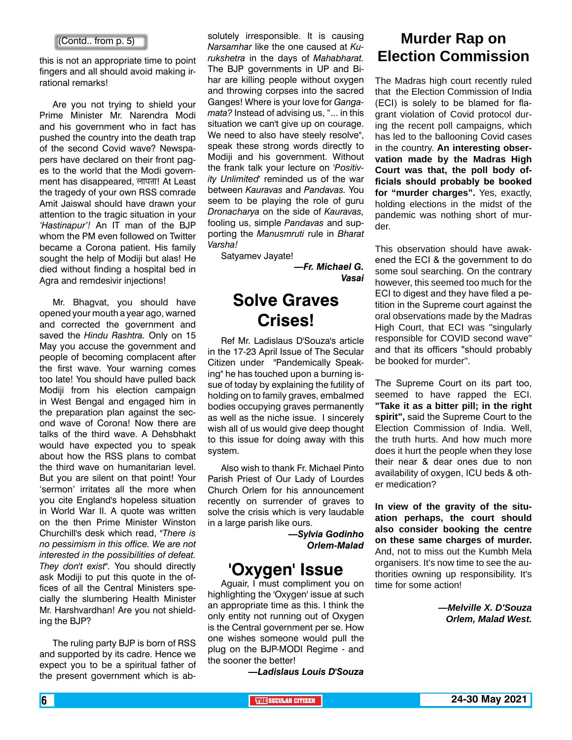(Contd.. from p. 5)

this is not an appropriate time to point fingers and all should avoid making irrational remarks!

Are you not trying to shield your Prime Minister Mr. Narendra Modi and his government who in fact has pushed the country into the death trap of the second Covid wave? Newspapers have declared on their front pages to the world that the Modi government has disappeared, लापता! At Least the tragedy of your own RSS comrade Amit Jaiswal should have drawn your attention to the tragic situation in your *'Hastinapur'!* An IT man of the BJP whom the PM even followed on Twitter became a Corona patient. His family sought the help of Modiji but alas! He died without finding a hospital bed in Agra and remdesivir injections!

Mr. Bhagvat, you should have opened your mouth a year ago, warned and corrected the government and saved the *Hindu Rashtra.* Only on 15 May you accuse the government and people of becoming complacent after the first wave. Your warning comes too late! You should have pulled back Modiji from his election campaign in West Bengal and engaged him in the preparation plan against the second wave of Corona! Now there are talks of the third wave. A Dehsbhakt would have expected you to speak about how the RSS plans to combat the third wave on humanitarian level. But you are silent on that point! Your 'sermon' irritates all the more when you cite England's hopeless situation in World War II. A quote was written on the then Prime Minister Winston Churchill's desk which read, "*There is no pessimism in this office. We are not interested in the possibilities of defeat. They don't exist*". You should directly ask Modiji to put this quote in the offices of all the Central Ministers specially the slumbering Health Minister Mr. Harshvardhan! Are you not shielding the BJP?

The ruling party BJP is born of RSS and supported by its cadre. Hence we expect you to be a spiritual father of the present government which is absolutely irresponsible. It is causing *Narsamhar* like the one caused at *Kurukshetra* in the days of *Mahabharat.* The BJP governments in UP and Bihar are killing people without oxygen and throwing corpses into the sacred Ganges! Where is your love for *Gangamata?* Instead of advising us, "... in this situation we can't give up on courage. We need to also have steely resolve", speak these strong words directly to Modiji and his government. Without the frank talk your lecture on *'Positivity Unlimited*' reminded us of the war between *Kauravas* and *Pandavas.* You seem to be playing the role of guru *Dronacharya* on the side of *Kauravas,* fooling us, simple *Pandavas* and supporting the *Manusmruti* rule in *Bharat Varsha!*

Satyamev Jayate!

***—Fr. Michael G. Vasai***

# Solve Graves Crises!

Ref Mr. Ladislaus D'Souza's article in the 17-23 April Issue of The Secular Citizen under "Pandemically Speaking" he has touched upon a burning issue of today by explaining the futility of holding on to family graves, embalmed bodies occupying graves permanently as well as the niche issue. I sincerely wish all of us would give deep thought to this issue for doing away with this system.

Also wish to thank Fr. Michael Pinto Parish Priest of Our Lady of Lourdes Church Orlem for his announcement recently on surrender of graves to solve the crisis which is very laudable in a large parish like ours.

***—Sylvia Godinho Orlem-Malad***

# 'Oxygen' Issue

Aguair, I must compliment you on highlighting the 'Oxygen' issue at such an appropriate time as this. I think the only entity not running out of Oxygen is the Central government per se. How one wishes someone would pull the plug on the BJP-MODI Regime - and the sooner the better!

***—Ladislaus Louis D'Souza***

# Murder Rap on Election Commission

The Madras high court recently ruled that the Election Commission of India (ECI) is solely to be blamed for flagrant violation of Covid protocol during the recent poll campaigns, which has led to the ballooning Covid cases in the country. **An interesting observation made by the Madras High Court was that, the poll body officials should probably be booked for "murder charges".** Yes, exactly, holding elections in the midst of the pandemic was nothing short of murder.

This observation should have awakened the ECI & the government to do some soul searching. On the contrary however, this seemed too much for the ECI to digest and they have filed a petition in the Supreme court against the oral observations made by the Madras High Court, that ECI was "singularly responsible for COVID second wave" and that its officers "should probably be booked for murder".

The Supreme Court on its part too, seemed to have rapped the ECI. **"Take it as a bitter pill; in the right spirit",** said the Supreme Court to the Election Commission of India. Well, the truth hurts. And how much more does it hurt the people when they lose their near & dear ones due to non availability of oxygen, ICU beds & other medication?

**In view of the gravity of the situation perhaps, the court should also consider booking the centre on these same charges of murder.** And, not to miss out the Kumbh Mela organisers. It's now time to see the authorities owning up responsibility. It's time for some action!

***—Melville X. D'Souza Orlem, Malad West.***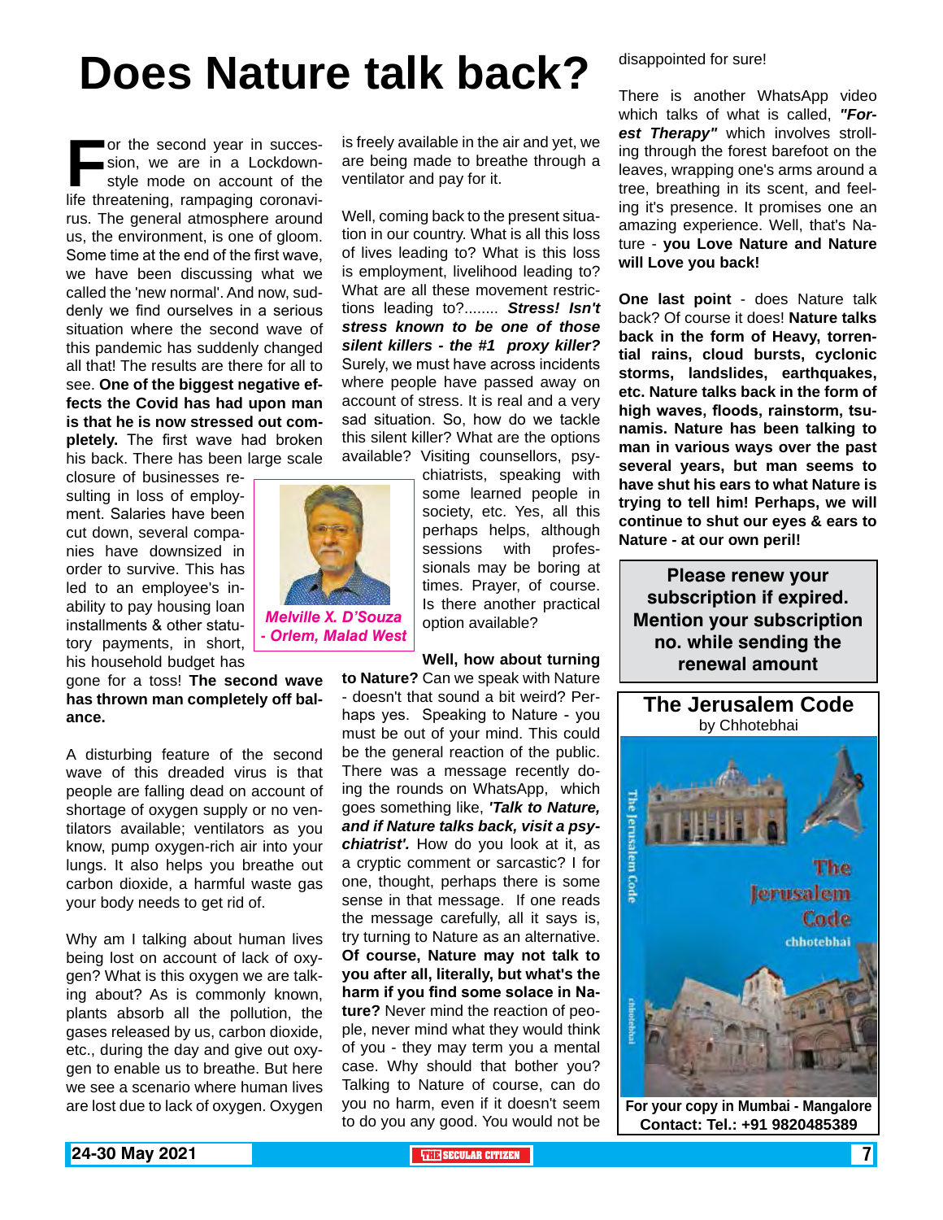# Does Nature talk back?

For the second year in succession, we are in a Lockdown-style mode on account of the life threatening, rampaging coronavirus. The general atmosphere around us, the environment, is one of gloom. Some time at the end of the first wave, we have been discussing what we called the 'new normal'. And now, suddenly we find ourselves in a serious situation where the second wave of this pandemic has suddenly changed all that! The results are there for all to see. **One of the biggest negative effects the Covid has had upon man is that he is now stressed out completely.** The first wave had broken his back. There has been large scale closure of businesses resulting in loss of employment. Salaries have been cut down, several companies have downsized in order to survive. This has led to an employee's inability to pay housing loan installments & other statutory payments, in short, his household budget has gone for a toss! **The second wave has thrown man completely off balance.**

*Melville X. D'Souza - Orlem, Malad West*

A disturbing feature of the second wave of this dreaded virus is that people are falling dead on account of shortage of oxygen supply or no ventilators available; ventilators as you know, pump oxygen-rich air into your lungs. It also helps you breathe out carbon dioxide, a harmful waste gas your body needs to get rid of.

Why am I talking about human lives being lost on account of lack of oxygen? What is this oxygen we are talking about? As is commonly known, plants absorb all the pollution, the gases released by us, carbon dioxide, etc., during the day and give out oxygen to enable us to breathe. But here we see a scenario where human lives are lost due to lack of oxygen. Oxygen is freely available in the air and yet, we are being made to breathe through a ventilator and pay for it.

Well, coming back to the present situation in our country. What is all this loss of lives leading to? What is this loss is employment, livelihood leading to? What are all these movement restrictions leading to?........ ***Stress! Isn't stress known to be one of those silent killers - the #1 proxy killer?*** Surely, we must have across incidents where people have passed away on account of stress. It is real and a very sad situation. So, how do we tackle this silent killer? What are the options available? Visiting counsellors, psychiatrists, speaking with some learned people in society, etc. Yes, all this perhaps helps, although sessions with professionals may be boring at times. Prayer, of course. Is there another practical option available?

**Well, how about turning to Nature?** Can we speak with Nature - doesn't that sound a bit weird? Perhaps yes. Speaking to Nature - you must be out of your mind. This could be the general reaction of the public. There was a message recently doing the rounds on WhatsApp, which goes something like, ***'Talk to Nature, and if Nature talks back, visit a psychiatrist'.*** How do you look at it, as a cryptic comment or sarcastic? I for one, thought, perhaps there is some sense in that message. If one reads the message carefully, all it says is, try turning to Nature as an alternative. **Of course, Nature may not talk to you after all, literally, but what's the harm if you find some solace in Nature?** Never mind the reaction of people, never mind what they would think of you - they may term you a mental case. Why should that bother you? Talking to Nature of course, can do you no harm, even if it doesn't seem to do you any good. You would not be disappointed for sure!

There is another WhatsApp video which talks of what is called, ***"Forest Therapy"*** which involves strolling through the forest barefoot on the leaves, wrapping one's arms around a tree, breathing in its scent, and feeling it's presence. It promises one an amazing experience. Well, that's Nature - **you Love Nature and Nature will Love you back!**

**One last point** - does Nature talk back? Of course it does! **Nature talks back in the form of Heavy, torrential rains, cloud bursts, cyclonic storms, landslides, earthquakes, etc. Nature talks back in the form of high waves, floods, rainstorm, tsunamis. Nature has been talking to man in various ways over the past several years, but man seems to have shut his ears to what Nature is trying to tell him! Perhaps, we will continue to shut our eyes & ears to Nature - at our own peril!**

---

**Please renew your subscription if expired. Mention your subscription no. while sending the renewal amount**

---

**The Jerusalem Code**
by Chhotebhai

For your copy in Mumbai - Mangalore
Contact: Tel.: +91 9820485389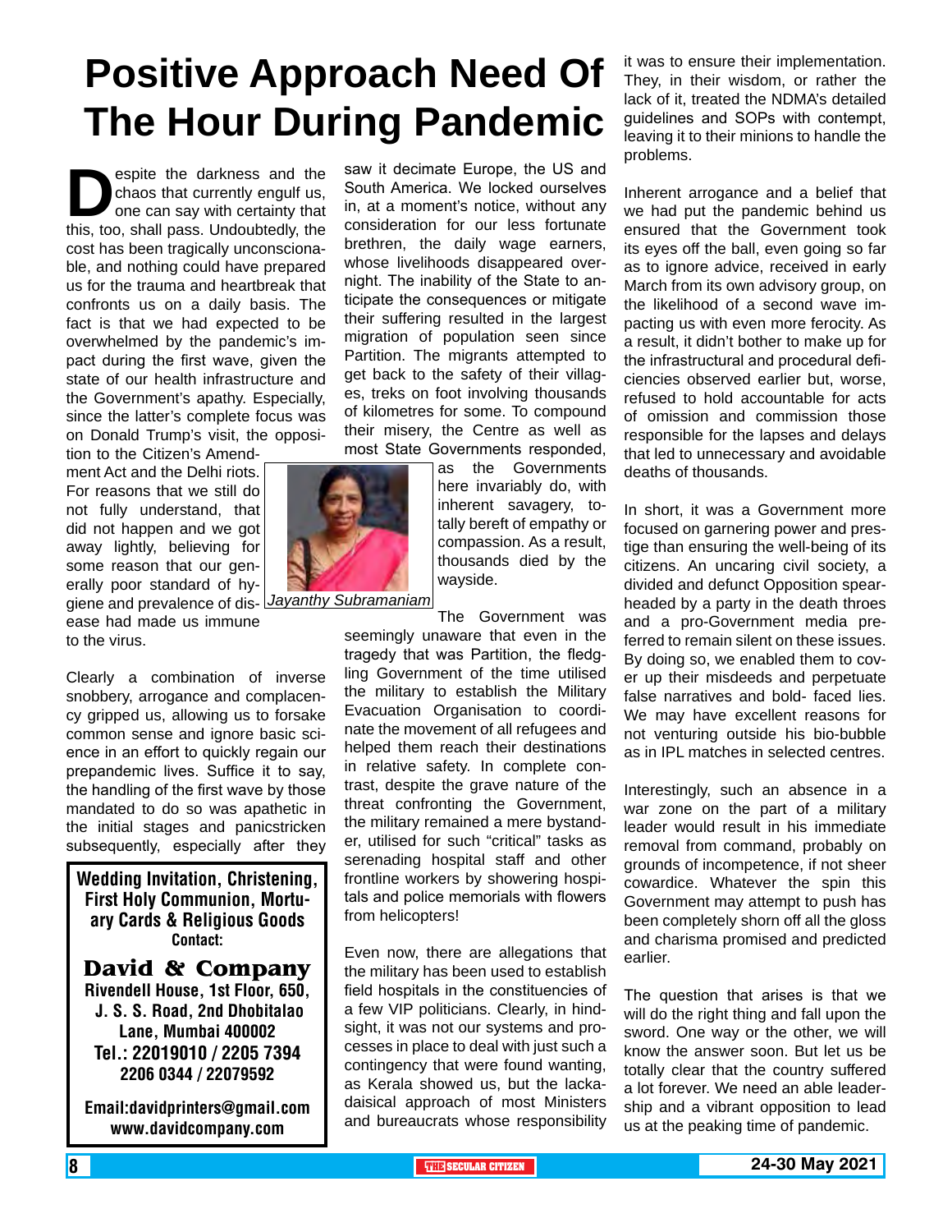# Positive Approach Need Of The Hour During Pandemic

Despite the darkness and the chaos that currently engulf us, one can say with certainty that this, too, shall pass. Undoubtedly, the cost has been tragically unconscionable, and nothing could have prepared us for the trauma and heartbreak that confronts us on a daily basis. The fact is that we had expected to be overwhelmed by the pandemic's impact during the first wave, given the state of our health infrastructure and the Government's apathy. Especially, since the latter's complete focus was on Donald Trump's visit, the opposition to the Citizen's Amendment Act and the Delhi riots. For reasons that we still do not fully understand, that did not happen and we got away lightly, believing for some reason that our generally poor standard of hygiene and prevalence of disease had made us immune to the virus.

*Jayanthy Subramaniam*

Clearly a combination of inverse snobbery, arrogance and complacency gripped us, allowing us to forsake common sense and ignore basic science in an effort to quickly regain our prepandemic lives. Suffice it to say, the handling of the first wave by those mandated to do so was apathetic in the initial stages and panicstricken subsequently, especially after they saw it decimate Europe, the US and South America. We locked ourselves in, at a moment's notice, without any consideration for our less fortunate brethren, the daily wage earners, whose livelihoods disappeared overnight. The inability of the State to anticipate the consequences or mitigate their suffering resulted in the largest migration of population seen since Partition. The migrants attempted to get back to the safety of their villages, treks on foot involving thousands of kilometres for some. To compound their misery, the Centre as well as most State Governments responded, as the Governments here invariably do, with inherent savagery, totally bereft of empathy or compassion. As a result, thousands died by the wayside.

The Government was seemingly unaware that even in the tragedy that was Partition, the fledgling Government of the time utilised the military to establish the Military Evacuation Organisation to coordinate the movement of all refugees and helped them reach their destinations in relative safety. In complete contrast, despite the grave nature of the threat confronting the Government, the military remained a mere bystander, utilised for such "critical" tasks as serenading hospital staff and other frontline workers by showering hospitals and police memorials with flowers from helicopters!

Even now, there are allegations that the military has been used to establish field hospitals in the constituencies of a few VIP politicians. Clearly, in hindsight, it was not our systems and processes in place to deal with just such a contingency that were found wanting, as Kerala showed us, but the lackadaisical approach of most Ministers and bureaucrats whose responsibility it was to ensure their implementation. They, in their wisdom, or rather the lack of it, treated the NDMA's detailed guidelines and SOPs with contempt, leaving it to their minions to handle the problems.

Inherent arrogance and a belief that we had put the pandemic behind us ensured that the Government took its eyes off the ball, even going so far as to ignore advice, received in early March from its own advisory group, on the likelihood of a second wave impacting us with even more ferocity. As a result, it didn't bother to make up for the infrastructural and procedural deficiencies observed earlier but, worse, refused to hold accountable for acts of omission and commission those responsible for the lapses and delays that led to unnecessary and avoidable deaths of thousands.

In short, it was a Government more focused on garnering power and prestige than ensuring the well-being of its citizens. An uncaring civil society, a divided and defunct Opposition spearheaded by a party in the death throes and a pro-Government media preferred to remain silent on these issues. By doing so, we enabled them to cover up their misdeeds and perpetuate false narratives and bold- faced lies. We may have excellent reasons for not venturing outside his bio-bubble as in IPL matches in selected centres.

Interestingly, such an absence in a war zone on the part of a military leader would result in his immediate removal from command, probably on grounds of incompetence, if not sheer cowardice. Whatever the spin this Government may attempt to push has been completely shorn off all the gloss and charisma promised and predicted earlier.

The question that arises is that we will do the right thing and fall upon the sword. One way or the other, we will know the answer soon. But let us be totally clear that the country suffered a lot forever. We need an able leadership and a vibrant opposition to lead us at the peaking time of pandemic.

---

**Wedding Invitation, Christening, First Holy Communion, Mortuary Cards & Religious Goods**
**Contact:**

**David & Company**
**Rivendell House, 1st Floor, 650, J. S. S. Road, 2nd Dhobitalao Lane, Mumbai 400002**
**Tel.: 22019010 / 2205 7394 2206 0344 / 22079592**

**Email:davidprinters@gmail.com**
**www.davidcompany.com**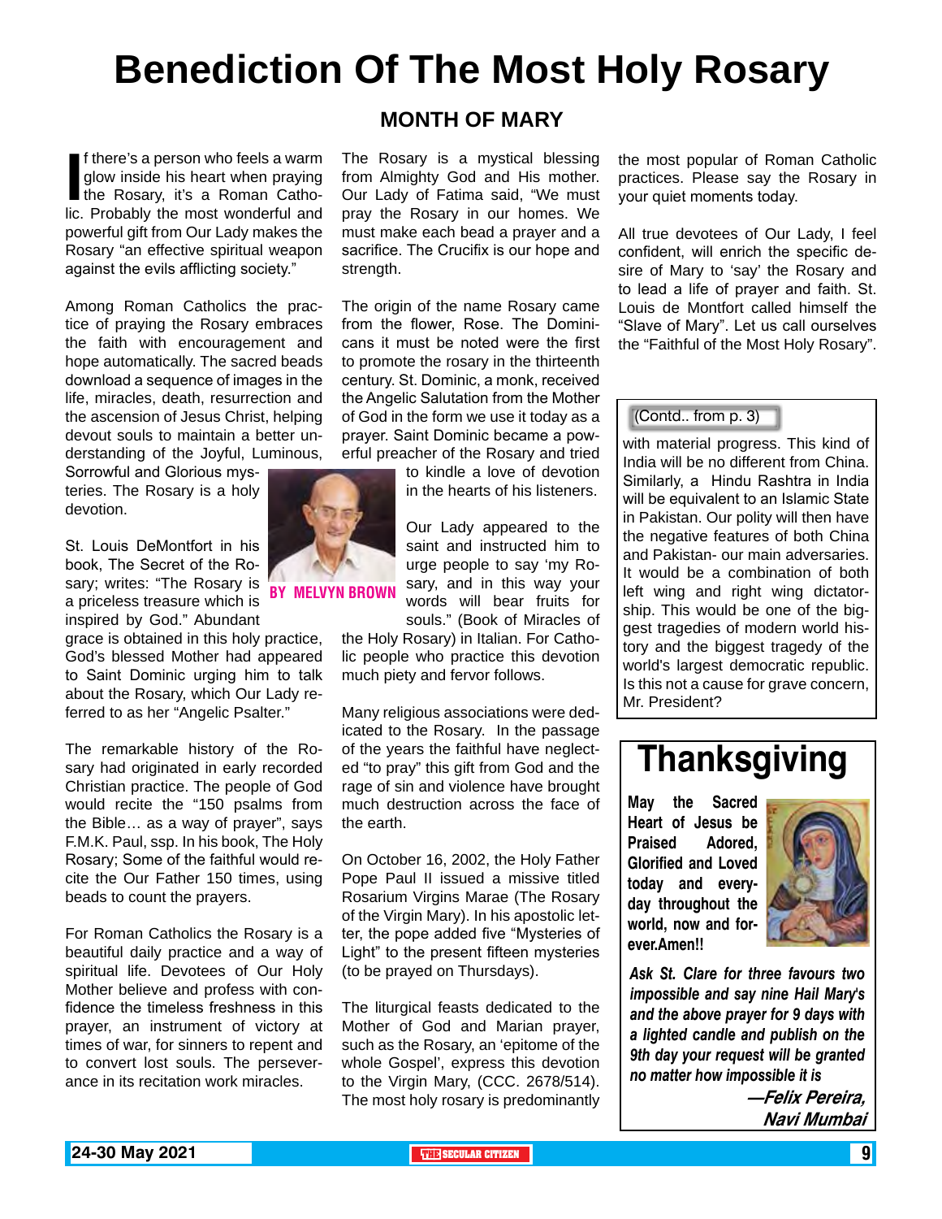# Benediction Of The Most Holy Rosary

## MONTH OF MARY

BY MELVYN BROWN

If there's a person who feels a warm glow inside his heart when praying the Rosary, it's a Roman Catholic. Probably the most wonderful and powerful gift from Our Lady makes the Rosary "an effective spiritual weapon against the evils afflicting society."

Among Roman Catholics the practice of praying the Rosary embraces the faith with encouragement and hope automatically. The sacred beads download a sequence of images in the life, miracles, death, resurrection and the ascension of Jesus Christ, helping devout souls to maintain a better understanding of the Joyful, Luminous, Sorrowful and Glorious mysteries. The Rosary is a holy devotion.

St. Louis DeMontfort in his book, The Secret of the Rosary; writes: "The Rosary is a priceless treasure which is inspired by God." Abundant grace is obtained in this holy practice, God's blessed Mother had appeared to Saint Dominic urging him to talk about the Rosary, which Our Lady referred to as her "Angelic Psalter."

The remarkable history of the Rosary had originated in early recorded Christian practice. The people of God would recite the "150 psalms from the Bible… as a way of prayer", says F.M.K. Paul, ssp. In his book, The Holy Rosary; Some of the faithful would recite the Our Father 150 times, using beads to count the prayers.

For Roman Catholics the Rosary is a beautiful daily practice and a way of spiritual life. Devotees of Our Holy Mother believe and profess with confidence the timeless freshness in this prayer, an instrument of victory at times of war, for sinners to repent and to convert lost souls. The perseverance in its recitation work miracles.

The Rosary is a mystical blessing from Almighty God and His mother. Our Lady of Fatima said, "We must pray the Rosary in our homes. We must make each bead a prayer and a sacrifice. The Crucifix is our hope and strength.

The origin of the name Rosary came from the flower, Rose. The Dominicans it must be noted were the first to promote the rosary in the thirteenth century. St. Dominic, a monk, received the Angelic Salutation from the Mother of God in the form we use it today as a prayer. Saint Dominic became a powerful preacher of the Rosary and tried to kindle a love of devotion in the hearts of his listeners.

Our Lady appeared to the saint and instructed him to urge people to say 'my Rosary, and in this way your words will bear fruits for souls." (Book of Miracles of the Holy Rosary) in Italian. For Catholic people who practice this devotion much piety and fervor follows.

Many religious associations were dedicated to the Rosary. In the passage of the years the faithful have neglected "to pray" this gift from God and the rage of sin and violence have brought much destruction across the face of the earth.

On October 16, 2002, the Holy Father Pope Paul II issued a missive titled Rosarium Virgins Marae (The Rosary of the Virgin Mary). In his apostolic letter, the pope added five "Mysteries of Light" to the present fifteen mysteries (to be prayed on Thursdays).

The liturgical feasts dedicated to the Mother of God and Marian prayer, such as the Rosary, an 'epitome of the whole Gospel', express this devotion to the Virgin Mary, (CCC. 2678/514). The most holy rosary is predominantly the most popular of Roman Catholic practices. Please say the Rosary in your quiet moments today.

All true devotees of Our Lady, I feel confident, will enrich the specific desire of Mary to 'say' the Rosary and to lead a life of prayer and faith. St. Louis de Montfort called himself the "Slave of Mary". Let us call ourselves the "Faithful of the Most Holy Rosary".

---

(Contd.. from p. 3)

with material progress. This kind of India will be no different from China. Similarly, a Hindu Rashtra in India will be equivalent to an Islamic State in Pakistan. Our polity will then have the negative features of both China and Pakistan- our main adversaries. It would be a combination of both left wing and right wing dictatorship. This would be one of the biggest tragedies of modern world history and the biggest tragedy of the world's largest democratic republic. Is this not a cause for grave concern, Mr. President?

---

# Thanksgiving

**May the Sacred Heart of Jesus be Praised Adored, Glorified and Loved today and everyday throughout the world, now and forever.Amen!!**

***Ask St. Clare for three favours two impossible and say nine Hail Mary's and the above prayer for 9 days with a lighted candle and publish on the 9th day your request will be granted no matter how impossible it is***

***—Felix Pereira, Navi Mumbai***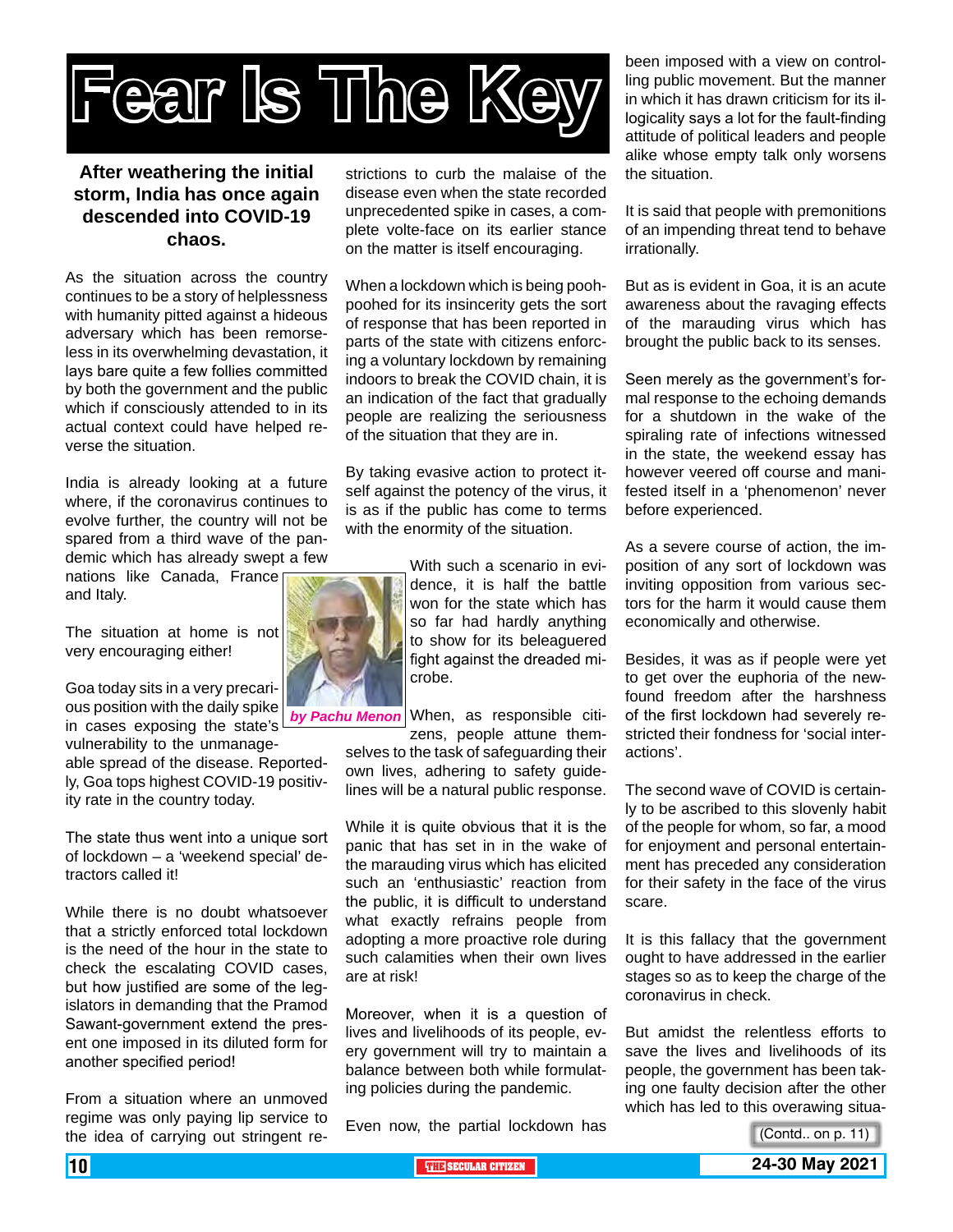# Fear Is The Key

**After weathering the initial storm, India has once again descended into COVID-19 chaos.**

*by Pachu Menon*

As the situation across the country continues to be a story of helplessness with humanity pitted against a hideous adversary which has been remorseless in its overwhelming devastation, it lays bare quite a few follies committed by both the government and the public which if consciously attended to in its actual context could have helped reverse the situation.

India is already looking at a future where, if the coronavirus continues to evolve further, the country will not be spared from a third wave of the pandemic which has already swept a few nations like Canada, France and Italy.

The situation at home is not very encouraging either!

Goa today sits in a very precarious position with the daily spike in cases exposing the state's vulnerability to the unmanageable spread of the disease. Reportedly, Goa tops highest COVID-19 positivity rate in the country today.

The state thus went into a unique sort of lockdown – a 'weekend special' detractors called it!

While there is no doubt whatsoever that a strictly enforced total lockdown is the need of the hour in the state to check the escalating COVID cases, but how justified are some of the legislators in demanding that the Pramod Sawant-government extend the present one imposed in its diluted form for another specified period!

From a situation where an unmoved regime was only paying lip service to the idea of carrying out stringent restrictions to curb the malaise of the disease even when the state recorded unprecedented spike in cases, a complete volte-face on its earlier stance on the matter is itself encouraging.

When a lockdown which is being pooh-poohed for its insincerity gets the sort of response that has been reported in parts of the state with citizens enforcing a voluntary lockdown by remaining indoors to break the COVID chain, it is an indication of the fact that gradually people are realizing the seriousness of the situation that they are in.

By taking evasive action to protect itself against the potency of the virus, it is as if the public has come to terms with the enormity of the situation.

With such a scenario in evidence, it is half the battle won for the state which has so far had hardly anything to show for its beleaguered fight against the dreaded microbe.

When, as responsible citizens, people attune themselves to the task of safeguarding their own lives, adhering to safety guidelines will be a natural public response.

While it is quite obvious that it is the panic that has set in in the wake of the marauding virus which has elicited such an 'enthusiastic' reaction from the public, it is difficult to understand what exactly refrains people from adopting a more proactive role during such calamities when their own lives are at risk!

Moreover, when it is a question of lives and livelihoods of its people, every government will try to maintain a balance between both while formulating policies during the pandemic.

Even now, the partial lockdown has been imposed with a view on controlling public movement. But the manner in which it has drawn criticism for its illogicality says a lot for the fault-finding attitude of political leaders and people alike whose empty talk only worsens the situation.

It is said that people with premonitions of an impending threat tend to behave irrationally.

But as is evident in Goa, it is an acute awareness about the ravaging effects of the marauding virus which has brought the public back to its senses.

Seen merely as the government's formal response to the echoing demands for a shutdown in the wake of the spiraling rate of infections witnessed in the state, the weekend essay has however veered off course and manifested itself in a 'phenomenon' never before experienced.

As a severe course of action, the imposition of any sort of lockdown was inviting opposition from various sectors for the harm it would cause them economically and otherwise.

Besides, it was as if people were yet to get over the euphoria of the new-found freedom after the harshness of the first lockdown had severely restricted their fondness for 'social interactions'.

The second wave of COVID is certainly to be ascribed to this slovenly habit of the people for whom, so far, a mood for enjoyment and personal entertainment has preceded any consideration for their safety in the face of the virus scare.

It is this fallacy that the government ought to have addressed in the earlier stages so as to keep the charge of the coronavirus in check.

But amidst the relentless efforts to save the lives and livelihoods of its people, the government has been taking one faulty decision after the other which has led to this overawing situa-

(Contd.. on p. 11)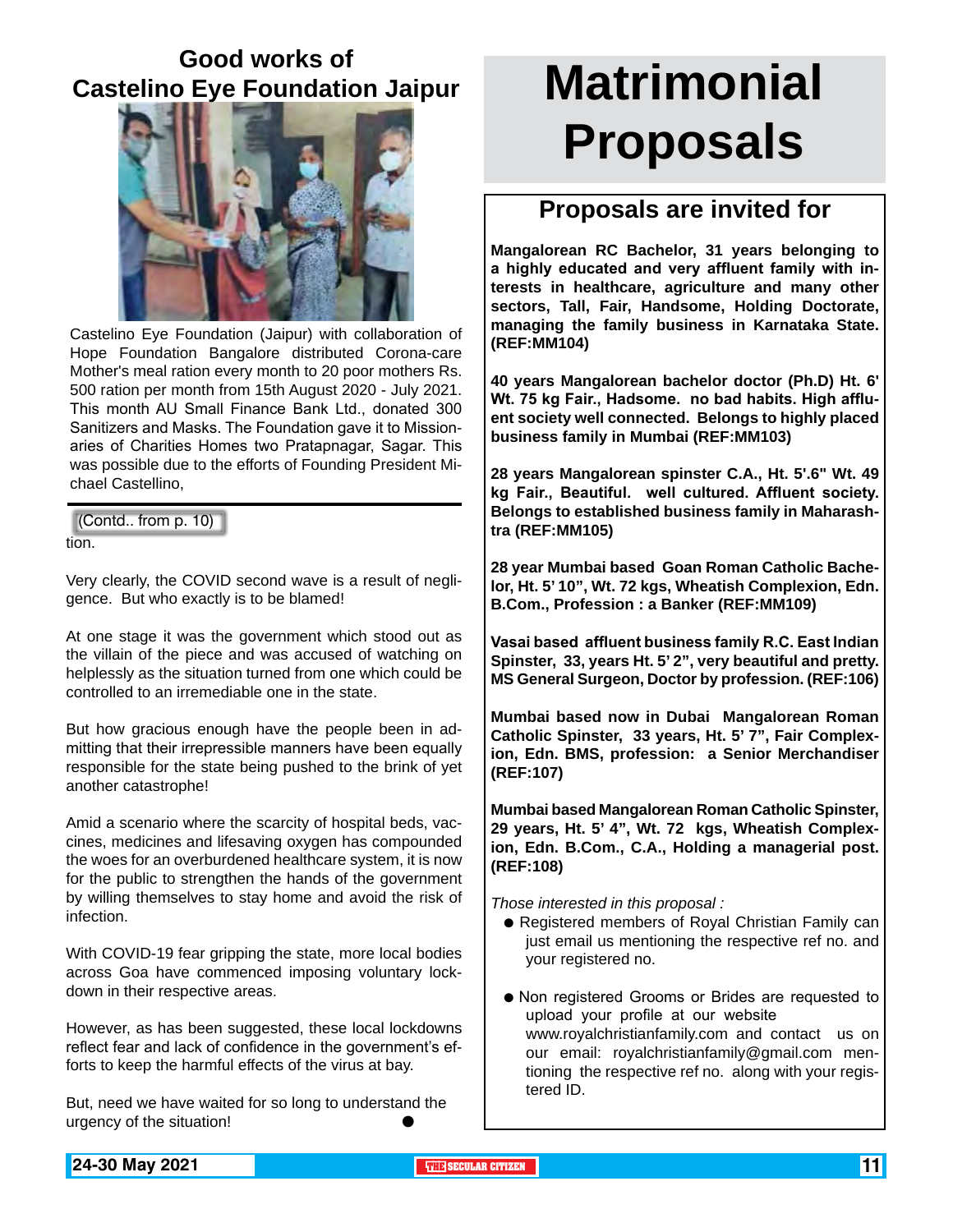## Good works of Castelino Eye Foundation Jaipur

Castelino Eye Foundation (Jaipur) with collaboration of Hope Foundation Bangalore distributed Corona-care Mother's meal ration every month to 20 poor mothers Rs. 500 ration per month from 15th August 2020 - July 2021. This month AU Small Finance Bank Ltd., donated 300 Sanitizers and Masks. The Foundation gave it to Missionaries of Charities Homes two Pratapnagar, Sagar. This was possible due to the efforts of Founding President Michael Castellino,

(Contd.. from p. 10)

tion.

Very clearly, the COVID second wave is a result of negligence. But who exactly is to be blamed!

At one stage it was the government which stood out as the villain of the piece and was accused of watching on helplessly as the situation turned from one which could be controlled to an irremediable one in the state.

But how gracious enough have the people been in admitting that their irrepressible manners have been equally responsible for the state being pushed to the brink of yet another catastrophe!

Amid a scenario where the scarcity of hospital beds, vaccines, medicines and lifesaving oxygen has compounded the woes for an overburdened healthcare system, it is now for the public to strengthen the hands of the government by willing themselves to stay home and avoid the risk of infection.

With COVID-19 fear gripping the state, more local bodies across Goa have commenced imposing voluntary lockdown in their respective areas.

However, as has been suggested, these local lockdowns reflect fear and lack of confidence in the government's efforts to keep the harmful effects of the virus at bay.

But, need we have waited for so long to understand the urgency of the situation!

# Matrimonial Proposals

## Proposals are invited for

**Mangalorean RC Bachelor, 31 years belonging to a highly educated and very affluent family with interests in healthcare, agriculture and many other sectors, Tall, Fair, Handsome, Holding Doctorate, managing the family business in Karnataka State. (REF:MM104)**

**40 years Mangalorean bachelor doctor (Ph.D) Ht. 6' Wt. 75 kg Fair., Hadsome. no bad habits. High affluent society well connected. Belongs to highly placed business family in Mumbai (REF:MM103)**

**28 years Mangalorean spinster C.A., Ht. 5'.6" Wt. 49 kg Fair., Beautiful. well cultured. Affluent society. Belongs to established business family in Maharashtra (REF:MM105)**

**28 year Mumbai based Goan Roman Catholic Bachelor, Ht. 5' 10", Wt. 72 kgs, Wheatish Complexion, Edn. B.Com., Profession : a Banker (REF:MM109)**

**Vasai based affluent business family R.C. East Indian Spinster, 33, years Ht. 5' 2", very beautiful and pretty. MS General Surgeon, Doctor by profession. (REF:106)**

**Mumbai based now in Dubai Mangalorean Roman Catholic Spinster, 33 years, Ht. 5' 7", Fair Complexion, Edn. BMS, profession: a Senior Merchandiser (REF:107)**

**Mumbai based Mangalorean Roman Catholic Spinster, 29 years, Ht. 5' 4", Wt. 72 kgs, Wheatish Complexion, Edn. B.Com., C.A., Holding a managerial post. (REF:108)**

*Those interested in this proposal :*

- Registered members of Royal Christian Family can just email us mentioning the respective ref no. and your registered no.
- Non registered Grooms or Brides are requested to upload your profile at our website www.royalchristianfamily.com and contact us on our email: royalchristianfamily@gmail.com mentioning the respective ref no. along with your registered ID.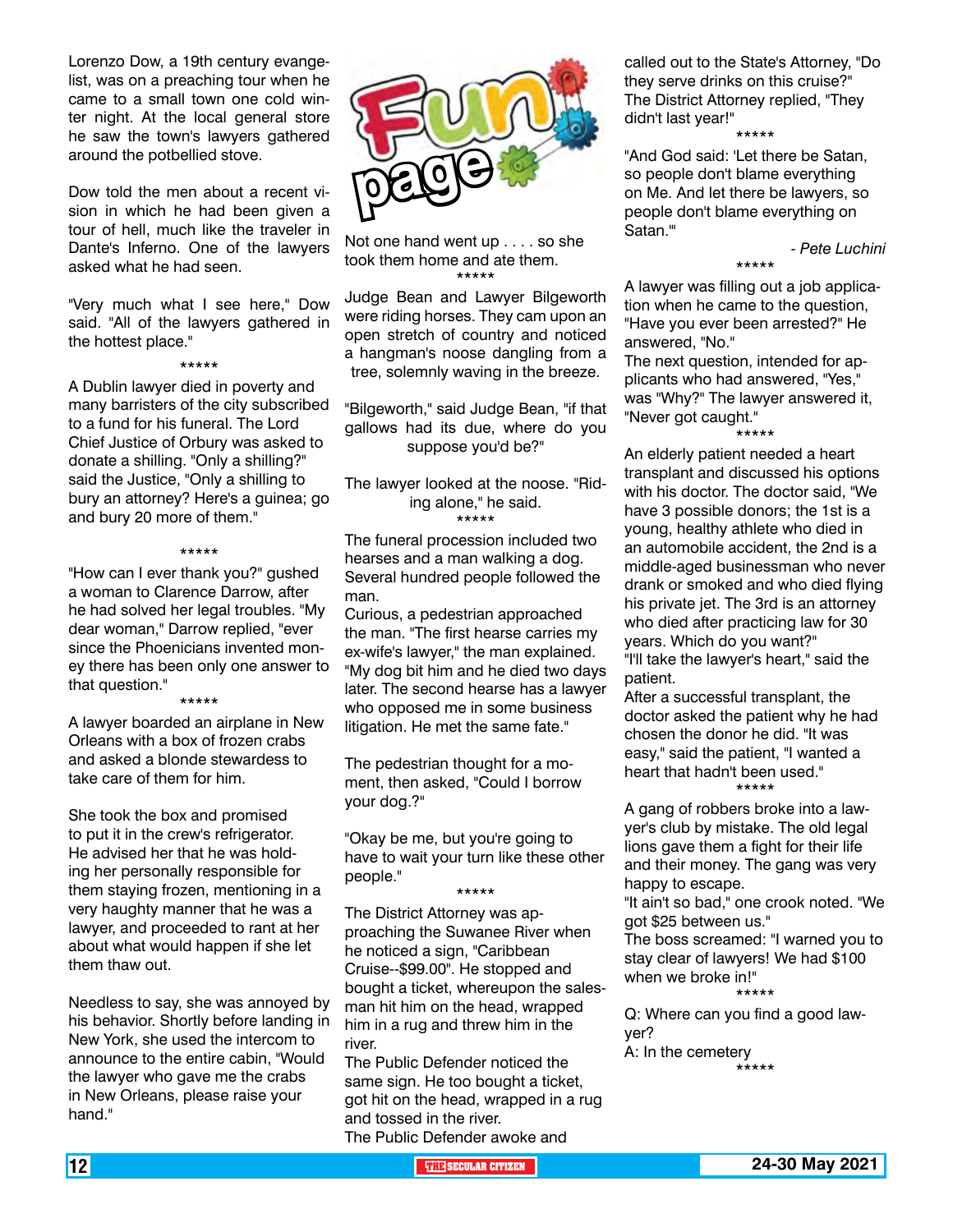# Fun page

Lorenzo Dow, a 19th century evangelist, was on a preaching tour when he came to a small town one cold winter night. At the local general store he saw the town's lawyers gathered around the potbellied stove.

Dow told the men about a recent vision in which he had been given a tour of hell, much like the traveler in Dante's Inferno. One of the lawyers asked what he had seen.

"Very much what I see here," Dow said. "All of the lawyers gathered in the hottest place."

*****

A Dublin lawyer died in poverty and many barristers of the city subscribed to a fund for his funeral. The Lord Chief Justice of Orbury was asked to donate a shilling. "Only a shilling?" said the Justice, "Only a shilling to bury an attorney? Here's a guinea; go and bury 20 more of them."

*****

"How can I ever thank you?" gushed a woman to Clarence Darrow, after he had solved her legal troubles. "My dear woman," Darrow replied, "ever since the Phoenicians invented money there has been only one answer to that question."

*****

A lawyer boarded an airplane in New Orleans with a box of frozen crabs and asked a blonde stewardess to take care of them for him.

She took the box and promised to put it in the crew's refrigerator. He advised her that he was holding her personally responsible for them staying frozen, mentioning in a very haughty manner that he was a lawyer, and proceeded to rant at her about what would happen if she let them thaw out.

Needless to say, she was annoyed by his behavior. Shortly before landing in New York, she used the intercom to announce to the entire cabin, "Would the lawyer who gave me the crabs in New Orleans, please raise your hand."

Not one hand went up . . . . so she took them home and ate them.

*****

Judge Bean and Lawyer Bilgeworth were riding horses. They cam upon an open stretch of country and noticed a hangman's noose dangling from a tree, solemnly waving in the breeze.

"Bilgeworth," said Judge Bean, "if that gallows had its due, where do you suppose you'd be?"

The lawyer looked at the noose. "Riding alone," he said.

*****

The funeral procession included two hearses and a man walking a dog. Several hundred people followed the man.

Curious, a pedestrian approached the man. "The first hearse carries my ex-wife's lawyer," the man explained. "My dog bit him and he died two days later. The second hearse has a lawyer who opposed me in some business litigation. He met the same fate."

The pedestrian thought for a moment, then asked, "Could I borrow your dog.?"

"Okay be me, but you're going to have to wait your turn like these other people."

*****

The District Attorney was approaching the Suwanee River when he noticed a sign, "Caribbean Cruise--$99.00". He stopped and bought a ticket, whereupon the salesman hit him on the head, wrapped him in a rug and threw him in the river.

The Public Defender noticed the same sign. He too bought a ticket, got hit on the head, wrapped in a rug and tossed in the river.

The Public Defender awoke and called out to the State's Attorney, "Do they serve drinks on this cruise?" The District Attorney replied, "They didn't last year!"

*****

"And God said: 'Let there be Satan, so people don't blame everything on Me. And let there be lawyers, so people don't blame everything on Satan.'"

*- Pete Luchini*

*****

A lawyer was filling out a job application when he came to the question, "Have you ever been arrested?" He answered, "No."

The next question, intended for applicants who had answered, "Yes," was "Why?" The lawyer answered it, "Never got caught."

*****

An elderly patient needed a heart transplant and discussed his options with his doctor. The doctor said, "We have 3 possible donors; the 1st is a young, healthy athlete who died in an automobile accident, the 2nd is a middle-aged businessman who never drank or smoked and who died flying his private jet. The 3rd is an attorney who died after practicing law for 30 years. Which do you want?"

"I'll take the lawyer's heart," said the patient.

After a successful transplant, the doctor asked the patient why he had chosen the donor he did. "It was easy," said the patient, "I wanted a heart that hadn't been used."

*****

A gang of robbers broke into a lawyer's club by mistake. The old legal lions gave them a fight for their life and their money. The gang was very happy to escape.

"It ain't so bad," one crook noted. "We got $25 between us."

The boss screamed: "I warned you to stay clear of lawyers! We had $100 when we broke in!"

*****

Q: Where can you find a good lawyer?

A: In the cemetery

*****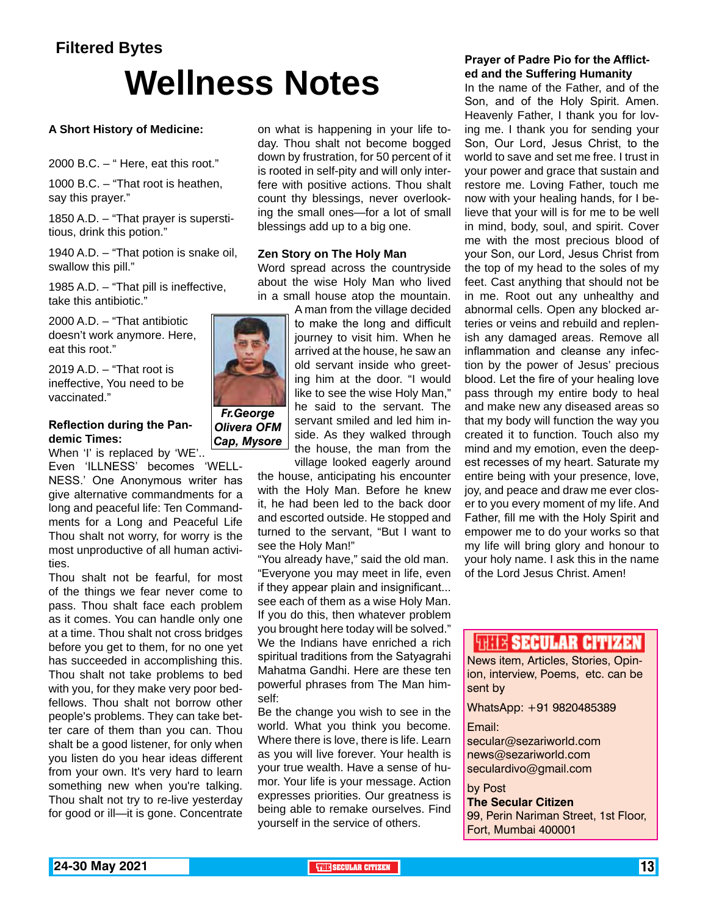Filtered Bytes

# Wellness Notes

**A Short History of Medicine:**

2000 B.C. – " Here, eat this root."

1000 B.C. – "That root is heathen, say this prayer."

1850 A.D. – "That prayer is superstitious, drink this potion."

1940 A.D. – "That potion is snake oil, swallow this pill."

1985 A.D. – "That pill is ineffective, take this antibiotic."

2000 A.D. – "That antibiotic doesn't work anymore. Here, eat this root."

2019 A.D. – "That root is ineffective, You need to be vaccinated."

*Fr.George Olivera OFM Cap, Mysore*

**Reflection during the Pandemic Times:**

When 'I' is replaced by 'WE'.. Even 'ILLNESS' becomes 'WELLNESS.' One Anonymous writer has give alternative commandments for a long and peaceful life: Ten Commandments for a Long and Peaceful Life Thou shalt not worry, for worry is the most unproductive of all human activities.

Thou shalt not be fearful, for most of the things we fear never come to pass. Thou shalt face each problem as it comes. You can handle only one at a time. Thou shalt not cross bridges before you get to them, for no one yet has succeeded in accomplishing this. Thou shalt not take problems to bed with you, for they make very poor bedfellows. Thou shalt not borrow other people's problems. They can take better care of them than you can. Thou shalt be a good listener, for only when you listen do you hear ideas different from your own. It's very hard to learn something new when you're talking. Thou shalt not try to re-live yesterday for good or ill—it is gone. Concentrate on what is happening in your life today. Thou shalt not become bogged down by frustration, for 50 percent of it is rooted in self-pity and will only interfere with positive actions. Thou shalt count thy blessings, never overlooking the small ones—for a lot of small blessings add up to a big one.

**Zen Story on The Holy Man**

Word spread across the countryside about the wise Holy Man who lived in a small house atop the mountain. A man from the village decided to make the long and difficult journey to visit him. When he arrived at the house, he saw an old servant inside who greeting him at the door. "I would like to see the wise Holy Man," he said to the servant. The servant smiled and led him inside. As they walked through the house, the man from the village looked eagerly around the house, anticipating his encounter with the Holy Man. Before he knew it, he had been led to the back door and escorted outside. He stopped and turned to the servant, "But I want to see the Holy Man!"

"You already have," said the old man. "Everyone you may meet in life, even if they appear plain and insignificant... see each of them as a wise Holy Man. If you do this, then whatever problem you brought here today will be solved." We the Indians have enriched a rich spiritual traditions from the Satyagrahi Mahatma Gandhi. Here are these ten powerful phrases from The Man himself:

Be the change you wish to see in the world. What you think you become. Where there is love, there is life. Learn as you will live forever. Your health is your true wealth. Have a sense of humor. Your life is your message. Action expresses priorities. Our greatness is being able to remake ourselves. Find yourself in the service of others.

**Prayer of Padre Pio for the Afflicted and the Suffering Humanity**

In the name of the Father, and of the Son, and of the Holy Spirit. Amen. Heavenly Father, I thank you for loving me. I thank you for sending your Son, Our Lord, Jesus Christ, to the world to save and set me free. I trust in your power and grace that sustain and restore me. Loving Father, touch me now with your healing hands, for I believe that your will is for me to be well in mind, body, soul, and spirit. Cover me with the most precious blood of your Son, our Lord, Jesus Christ from the top of my head to the soles of my feet. Cast anything that should not be in me. Root out any unhealthy and abnormal cells. Open any blocked arteries or veins and rebuild and replenish any damaged areas. Remove all inflammation and cleanse any infection by the power of Jesus' precious blood. Let the fire of your healing love pass through my entire body to heal and make new any diseased areas so that my body will function the way you created it to function. Touch also my mind and my emotion, even the deepest recesses of my heart. Saturate my entire being with your presence, love, joy, and peace and draw me ever closer to you every moment of my life. And Father, fill me with the Holy Spirit and empower me to do your works so that my life will bring glory and honour to your holy name. I ask this in the name of the Lord Jesus Christ. Amen!

**THE SECULAR CITIZEN**

News item, Articles, Stories, Opinion, interview, Poems, etc. can be sent by

WhatsApp: +91 9820485389

Email:
secular@sezariworld.com
news@sezariworld.com
seculardivo@gmail.com

by Post
**The Secular Citizen**
99, Perin Nariman Street, 1st Floor, Fort, Mumbai 400001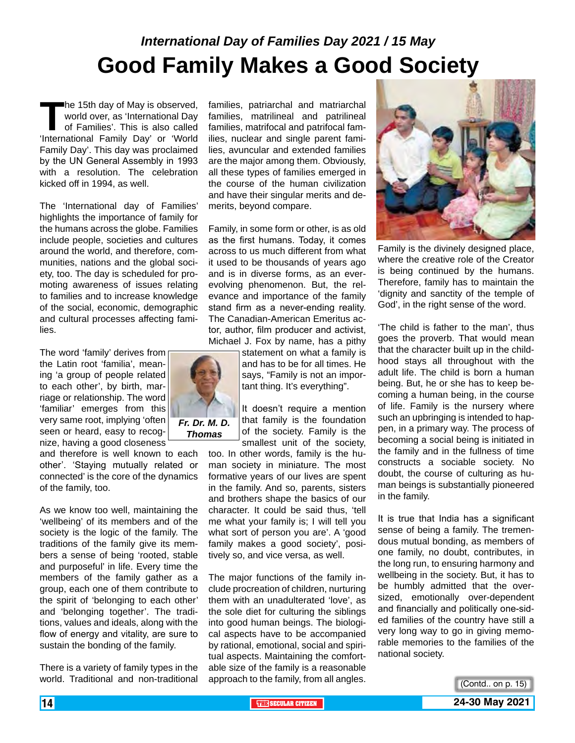*International Day of Families Day 2021 / 15 May*

# Good Family Makes a Good Society

The 15th day of May is observed, world over, as 'International Day of Families'. This is also called 'International Family Day' or 'World Family Day'. This day was proclaimed by the UN General Assembly in 1993 with a resolution. The celebration kicked off in 1994, as well.

The 'International day of Families' highlights the importance of family for the humans across the globe. Families include people, societies and cultures around the world, and therefore, communities, nations and the global society, too. The day is scheduled for promoting awareness of issues relating to families and to increase knowledge of the social, economic, demographic and cultural processes affecting families.

The word 'family' derives from the Latin root 'familia', meaning 'a group of people related to each other', by birth, marriage or relationship. The word 'familiar' emerges from this very same root, implying 'often seen or heard, easy to recognize, having a good closeness and therefore is well known to each other'. 'Staying mutually related or connected' is the core of the dynamics of the family, too.

***Fr. Dr. M. D. Thomas***

As we know too well, maintaining the 'wellbeing' of its members and of the society is the logic of the family. The traditions of the family give its members a sense of being 'rooted, stable and purposeful' in life. Every time the members of the family gather as a group, each one of them contribute to the spirit of 'belonging to each other' and 'belonging together'. The traditions, values and ideals, along with the flow of energy and vitality, are sure to sustain the bonding of the family.

There is a variety of family types in the world. Traditional and non-traditional families, patriarchal and matriarchal families, matrilineal and patrilineal families, matrifocal and patrifocal families, nuclear and single parent families, avuncular and extended families are the major among them. Obviously, all these types of families emerged in the course of the human civilization and have their singular merits and demerits, beyond compare.

Family, in some form or other, is as old as the first humans. Today, it comes across to us much different from what it used to be thousands of years ago and is in diverse forms, as an ever-evolving phenomenon. But, the relevance and importance of the family stand firm as a never-ending reality. The Canadian-American Emeritus actor, author, film producer and activist, Michael J. Fox by name, has a pithy statement on what a family is and has to be for all times. He says, "Family is not an important thing. It's everything".

It doesn't require a mention that family is the foundation of the society. Family is the smallest unit of the society, too. In other words, family is the human society in miniature. The most formative years of our lives are spent in the family. And so, parents, sisters and brothers shape the basics of our character. It could be said thus, 'tell me what your family is; I will tell you what sort of person you are'. A 'good family makes a good society', positively so, and vice versa, as well.

The major functions of the family include procreation of children, nurturing them with an unadulterated 'love', as the sole diet for culturing the siblings into good human beings. The biological aspects have to be accompanied by rational, emotional, social and spiritual aspects. Maintaining the comfortable size of the family is a reasonable approach to the family, from all angles.

Family is the divinely designed place, where the creative role of the Creator is being continued by the humans. Therefore, family has to maintain the 'dignity and sanctity of the temple of God', in the right sense of the word.

'The child is father to the man', thus goes the proverb. That would mean that the character built up in the childhood stays all throughout with the adult life. The child is born a human being. But, he or she has to keep becoming a human being, in the course of life. Family is the nursery where such an upbringing is intended to happen, in a primary way. The process of becoming a social being is initiated in the family and in the fullness of time constructs a sociable society. No doubt, the course of culturing as human beings is substantially pioneered in the family.

It is true that India has a significant sense of being a family. The tremendous mutual bonding, as members of one family, no doubt, contributes, in the long run, to ensuring harmony and wellbeing in the society. But, it has to be humbly admitted that the oversized, emotionally over-dependent and financially and politically one-sided families of the country have still a very long way to go in giving memorable memories to the families of the national society.

(Contd.. on p. 15)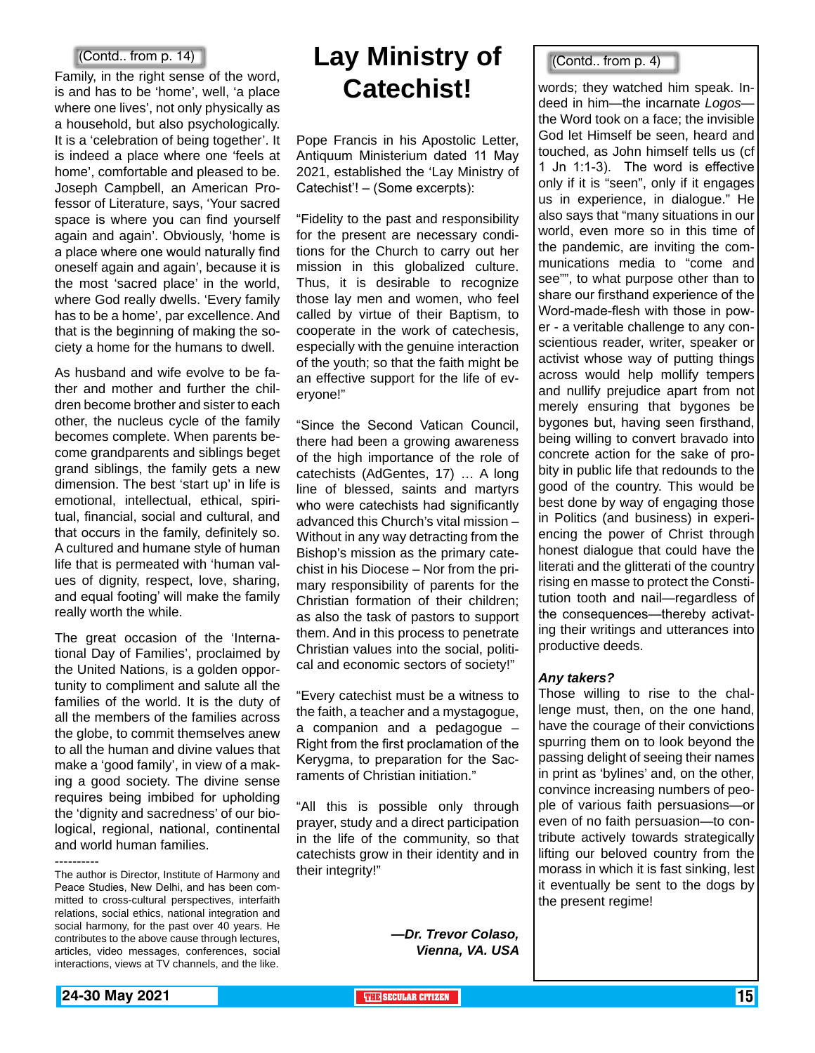(Contd.. from p. 14)

Family, in the right sense of the word, is and has to be 'home', well, 'a place where one lives', not only physically as a household, but also psychologically. It is a 'celebration of being together'. It is indeed a place where one 'feels at home', comfortable and pleased to be. Joseph Campbell, an American Professor of Literature, says, 'Your sacred space is where you can find yourself again and again'. Obviously, 'home is a place where one would naturally find oneself again and again', because it is the most 'sacred place' in the world, where God really dwells. 'Every family has to be a home', par excellence. And that is the beginning of making the society a home for the humans to dwell.

As husband and wife evolve to be father and mother and further the children become brother and sister to each other, the nucleus cycle of the family becomes complete. When parents become grandparents and siblings beget grand siblings, the family gets a new dimension. The best 'start up' in life is emotional, intellectual, ethical, spiritual, financial, social and cultural, and that occurs in the family, definitely so. A cultured and humane style of human life that is permeated with 'human values of dignity, respect, love, sharing, and equal footing' will make the family really worth the while.

The great occasion of the 'International Day of Families', proclaimed by the United Nations, is a golden opportunity to compliment and salute all the families of the world. It is the duty of all the members of the families across the globe, to commit themselves anew to all the human and divine values that make a 'good family', in view of a making a good society. The divine sense requires being imbibed for upholding the 'dignity and sacredness' of our biological, regional, national, continental and world human families.

----------

The author is Director, Institute of Harmony and Peace Studies, New Delhi, and has been committed to cross-cultural perspectives, interfaith relations, social ethics, national integration and social harmony, for the past over 40 years. He contributes to the above cause through lectures, articles, video messages, conferences, social interactions, views at TV channels, and the like.

# Lay Ministry of Catechist!

Pope Francis in his Apostolic Letter, Antiquum Ministerium dated 11 May 2021, established the 'Lay Ministry of Catechist'! – (Some excerpts):

"Fidelity to the past and responsibility for the present are necessary conditions for the Church to carry out her mission in this globalized culture. Thus, it is desirable to recognize those lay men and women, who feel called by virtue of their Baptism, to cooperate in the work of catechesis, especially with the genuine interaction of the youth; so that the faith might be an effective support for the life of everyone!"

"Since the Second Vatican Council, there had been a growing awareness of the high importance of the role of catechists (AdGentes, 17) … A long line of blessed, saints and martyrs who were catechists had significantly advanced this Church's vital mission – Without in any way detracting from the Bishop's mission as the primary catechist in his Diocese – Nor from the primary responsibility of parents for the Christian formation of their children; as also the task of pastors to support them. And in this process to penetrate Christian values into the social, political and economic sectors of society!"

"Every catechist must be a witness to the faith, a teacher and a mystagogue, a companion and a pedagogue – Right from the first proclamation of the Kerygma, to preparation for the Sacraments of Christian initiation."

"All this is possible only through prayer, study and a direct participation in the life of the community, so that catechists grow in their identity and in their integrity!"

***—Dr. Trevor Colaso, Vienna, VA. USA***

(Contd.. from p. 4)

words; they watched him speak. Indeed in him—the incarnate *Logos*—the Word took on a face; the invisible God let Himself be seen, heard and touched, as John himself tells us (cf 1 Jn 1:1-3). The word is effective only if it is "seen", only if it engages us in experience, in dialogue." He also says that "many situations in our world, even more so in this time of the pandemic, are inviting the communications media to "come and see"", to what purpose other than to share our firsthand experience of the Word-made-flesh with those in power - a veritable challenge to any conscientious reader, writer, speaker or activist whose way of putting things across would help mollify tempers and nullify prejudice apart from not merely ensuring that bygones be bygones but, having seen firsthand, being willing to convert bravado into concrete action for the sake of probity in public life that redounds to the good of the country. This would be best done by way of engaging those in Politics (and business) in experiencing the power of Christ through honest dialogue that could have the literati and the glitterati of the country rising en masse to protect the Constitution tooth and nail—regardless of the consequences—thereby activating their writings and utterances into productive deeds.

***Any takers?***

Those willing to rise to the challenge must, then, on the one hand, have the courage of their convictions spurring them on to look beyond the passing delight of seeing their names in print as 'bylines' and, on the other, convince increasing numbers of people of various faith persuasions—or even of no faith persuasion—to contribute actively towards strategically lifting our beloved country from the morass in which it is fast sinking, lest it eventually be sent to the dogs by the present regime!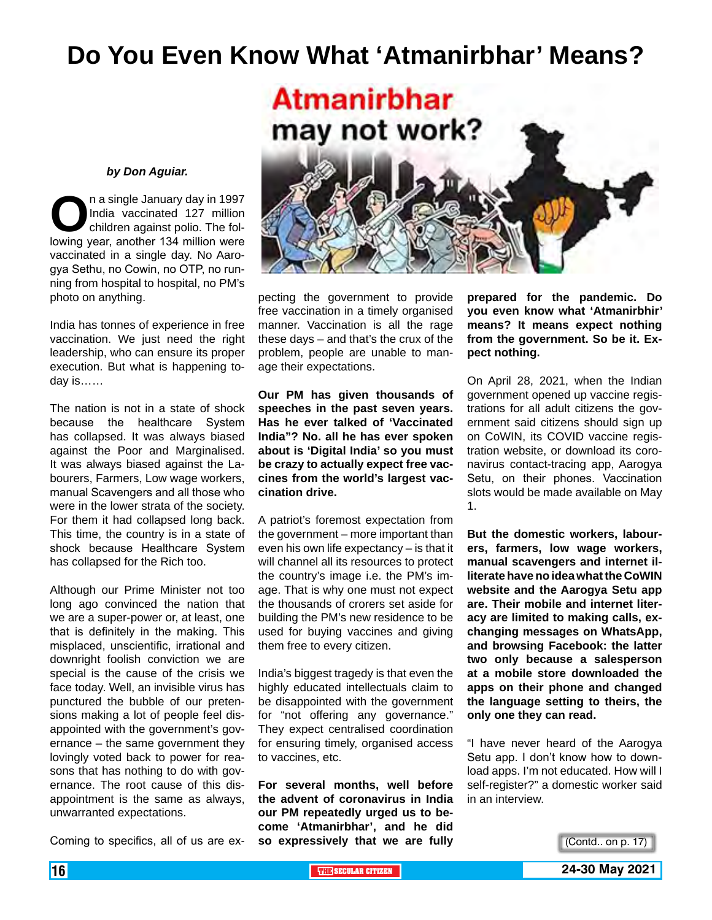# Do You Even Know What 'Atmanirbhar' Means?

*by Don Aguiar.*

On a single January day in 1997 India vaccinated 127 million children against polio. The following year, another 134 million were vaccinated in a single day. No Aarogya Sethu, no Cowin, no OTP, no running from hospital to hospital, no PM's photo on anything.

India has tonnes of experience in free vaccination. We just need the right leadership, who can ensure its proper execution. But what is happening today is……

The nation is not in a state of shock because the healthcare System has collapsed. It was always biased against the Poor and Marginalised. It was always biased against the Labourers, Farmers, Low wage workers, manual Scavengers and all those who were in the lower strata of the society. For them it had collapsed long back. This time, the country is in a state of shock because Healthcare System has collapsed for the Rich too.

Although our Prime Minister not too long ago convinced the nation that we are a super-power or, at least, one that is definitely in the making. This misplaced, unscientific, irrational and downright foolish conviction we are special is the cause of the crisis we face today. Well, an invisible virus has punctured the bubble of our pretensions making a lot of people feel disappointed with the government's governance – the same government they lovingly voted back to power for reasons that has nothing to do with governance. The root cause of this disappointment is the same as always, unwarranted expectations.

Coming to specifics, all of us are expecting the government to provide free vaccination in a timely organised manner. Vaccination is all the rage these days – and that's the crux of the problem, people are unable to manage their expectations.

**Our PM has given thousands of speeches in the past seven years. Has he ever talked of 'Vaccinated India"? No. all he has ever spoken about is 'Digital India' so you must be crazy to actually expect free vaccines from the world's largest vaccination drive.**

A patriot's foremost expectation from the government – more important than even his own life expectancy – is that it will channel all its resources to protect the country's image i.e. the PM's image. That is why one must not expect the thousands of crorers set aside for building the PM's new residence to be used for buying vaccines and giving them free to every citizen.

India's biggest tragedy is that even the highly educated intellectuals claim to be disappointed with the government for "not offering any governance." They expect centralised coordination for ensuring timely, organised access to vaccines, etc.

**For several months, well before the advent of coronavirus in India our PM repeatedly urged us to become 'Atmanirbhar', and he did so expressively that we are fully prepared for the pandemic. Do you even know what 'Atmanirbhir' means? It means expect nothing from the government. So be it. Expect nothing.**

On April 28, 2021, when the Indian government opened up vaccine registrations for all adult citizens the government said citizens should sign up on CoWIN, its COVID vaccine registration website, or download its coronavirus contact-tracing app, Aarogya Setu, on their phones. Vaccination slots would be made available on May 1.

**But the domestic workers, labourers, farmers, low wage workers, manual scavengers and internet illiterate have no idea what the CoWIN website and the Aarogya Setu app are. Their mobile and internet literacy are limited to making calls, exchanging messages on WhatsApp, and browsing Facebook: the latter two only because a salesperson at a mobile store downloaded the apps on their phone and changed the language setting to theirs, the only one they can read.**

"I have never heard of the Aarogya Setu app. I don't know how to download apps. I'm not educated. How will I self-register?" a domestic worker said in an interview.

(Contd.. on p. 17)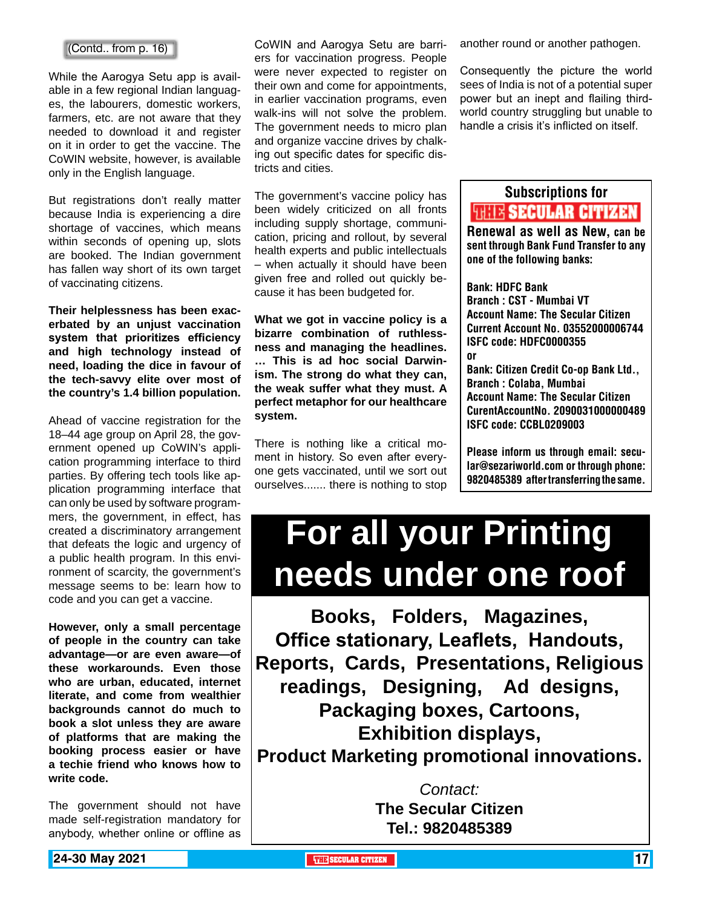(Contd.. from p. 16)

While the Aarogya Setu app is available in a few regional Indian languages, the labourers, domestic workers, farmers, etc. are not aware that they needed to download it and register on it in order to get the vaccine. The CoWIN website, however, is available only in the English language.

But registrations don't really matter because India is experiencing a dire shortage of vaccines, which means within seconds of opening up, slots are booked. The Indian government has fallen way short of its own target of vaccinating citizens.

**Their helplessness has been exacerbated by an unjust vaccination system that prioritizes efficiency and high technology instead of need, loading the dice in favour of the tech-savvy elite over most of the country's 1.4 billion population.**

Ahead of vaccine registration for the 18–44 age group on April 28, the government opened up CoWIN's application programming interface to third parties. By offering tech tools like application programming interface that can only be used by software programmers, the government, in effect, has created a discriminatory arrangement that defeats the logic and urgency of a public health program. In this environment of scarcity, the government's message seems to be: learn how to code and you can get a vaccine.

**However, only a small percentage of people in the country can take advantage—or are even aware—of these workarounds. Even those who are urban, educated, internet literate, and come from wealthier backgrounds cannot do much to book a slot unless they are aware of platforms that are making the booking process easier or have a techie friend who knows how to write code.**

The government should not have made self-registration mandatory for anybody, whether online or offline as CoWIN and Aarogya Setu are barriers for vaccination progress. People were never expected to register on their own and come for appointments, in earlier vaccination programs, even walk-ins will not solve the problem. The government needs to micro plan and organize vaccine drives by chalking out specific dates for specific districts and cities.

The government's vaccine policy has been widely criticized on all fronts including supply shortage, communication, pricing and rollout, by several health experts and public intellectuals – when actually it should have been given free and rolled out quickly because it has been budgeted for.

**What we got in vaccine policy is a bizarre combination of ruthlessness and managing the headlines. … This is ad hoc social Darwinism. The strong do what they can, the weak suffer what they must. A perfect metaphor for our healthcare system.**

There is nothing like a critical moment in history. So even after everyone gets vaccinated, until we sort out ourselves....... there is nothing to stop another round or another pathogen.

Consequently the picture the world sees of India is not of a potential super power but an inept and flailing third-world country struggling but unable to handle a crisis it's inflicted on itself.

---

**Subscriptions for THE SECULAR CITIZEN**

**Renewal as well as New, can be sent through Bank Fund Transfer to any one of the following banks:**

**Bank: HDFC Bank**
**Branch : CST - Mumbai VT**
**Account Name: The Secular Citizen**
**Current Account No. 03552000006744**
**ISFC code: HDFC0000355**

**or**

**Bank: Citizen Credit Co-op Bank Ltd.,**
**Branch : Colaba, Mumbai**
**Account Name: The Secular Citizen**
**CurentAccountNo. 2090031000000489**
**ISFC code: CCBL0209003**

**Please inform us through email: secular@sezariworld.com or through phone: 9820485389 after transferring the same.**

---

# For all your Printing needs under one roof

**Books, Folders, Magazines, Office stationary, Leaflets, Handouts, Reports, Cards, Presentations, Religious readings, Designing, Ad designs, Packaging boxes, Cartoons, Exhibition displays, Product Marketing promotional innovations.**

*Contact:*
**The Secular Citizen**
**Tel.: 9820485389**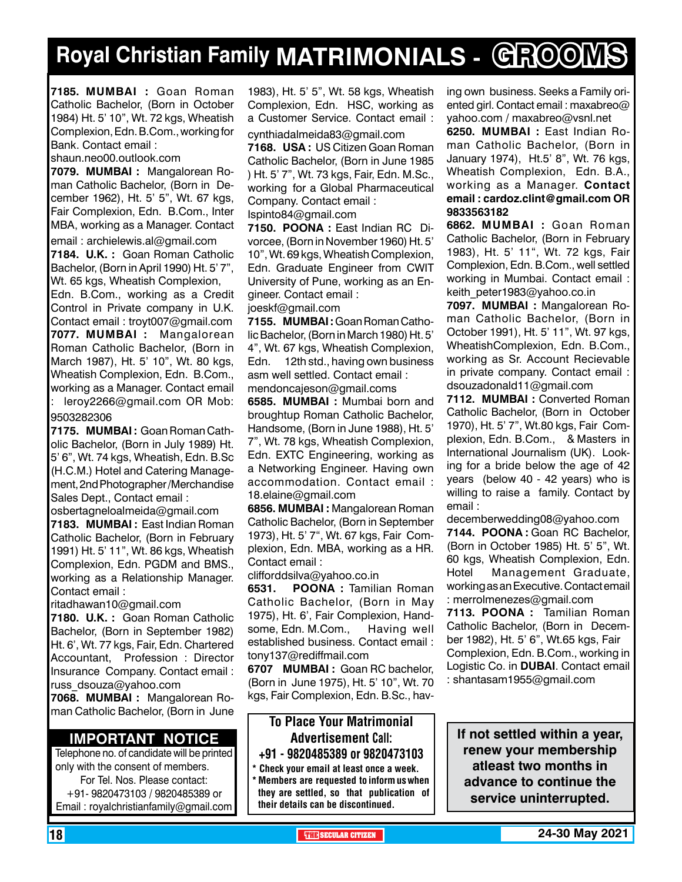# Royal Christian Family MATRIMONIALS - GROOMS

**7185. MUMBAI :** Goan Roman Catholic Bachelor, (Born in October 1984) Ht. 5' 10", Wt. 72 kgs, Wheatish Complexion, Edn. B.Com., working for Bank. Contact email : shaun.neo00.outlook.com

**7079. MUMBAI :** Mangalorean Roman Catholic Bachelor, (Born in December 1962), Ht. 5' 5", Wt. 67 kgs, Fair Complexion, Edn. B.Com., Inter MBA, working as a Manager. Contact email : archielewis.al@gmail.com

**7184. U.K. :** Goan Roman Catholic Bachelor, (Born in April 1990) Ht. 5' 7", Wt. 65 kgs, Wheatish Complexion, Edn. B.Com., working as a Credit Control in Private company in U.K. Contact email : troyt007@gmail.com

**7077. MUMBAI :** Mangalorean Roman Catholic Bachelor, (Born in March 1987), Ht. 5' 10", Wt. 80 kgs, Wheatish Complexion, Edn. B.Com., working as a Manager. Contact email : leroy2266@gmail.com OR Mob: 9503282306

**7175. MUMBAI :** Goan Roman Catholic Bachelor, (Born in July 1989) Ht. 5' 6", Wt. 74 kgs, Wheatish, Edn. B.Sc (H.C.M.) Hotel and Catering Management, 2nd Photographer/Merchandise Sales Dept., Contact email : osbertagneloalmeida@gmail.com

**7183. MUMBAI :** East Indian Roman Catholic Bachelor, (Born in February 1991) Ht. 5' 11", Wt. 86 kgs, Wheatish Complexion, Edn. PGDM and BMS., working as a Relationship Manager. Contact email : ritadhawan10@gmail.com

**7180. U.K. :** Goan Roman Catholic Bachelor, (Born in September 1982) Ht. 6', Wt. 77 kgs, Fair, Edn. Chartered Accountant, Profession : Director Insurance Company. Contact email : russ_dsouza@yahoo.com

**7068. MUMBAI :** Mangalorean Roman Catholic Bachelor, (Born in June 1983), Ht. 5' 5", Wt. 58 kgs, Wheatish Complexion, Edn. HSC, working as a Customer Service. Contact email : cynthiadalmeida83@gmail.com

**7168. USA :** US Citizen Goan Roman Catholic Bachelor, (Born in June 1985 ) Ht. 5' 7", Wt. 73 kgs, Fair, Edn. M.Sc., working for a Global Pharmaceutical Company. Contact email : lspinto84@gmail.com

**7150. POONA :** East Indian RC Divorcee, (Born in November 1960) Ht. 5' 10", Wt. 69 kgs, Wheatish Complexion, Edn. Graduate Engineer from CWIT University of Pune, working as an Engineer. Contact email : joeskf@gmail.com

**7155. MUMBAI :** Goan Roman Catholic Bachelor, (Born in March 1980) Ht. 5' 4", Wt. 67 kgs, Wheatish Complexion, Edn. 12th std., having own business asm well settled. Contact email : mendoncajeson@gmail.coms

**6585. MUMBAI :** Mumbai born and broughtup Roman Catholic Bachelor, Handsome, (Born in June 1988), Ht. 5' 7", Wt. 78 kgs, Wheatish Complexion, Edn. EXTC Engineering, working as a Networking Engineer. Having own accommodation. Contact email : 18.elaine@gmail.com

**6856. MUMBAI :** Mangalorean Roman Catholic Bachelor, (Born in September 1973), Ht. 5' 7", Wt. 67 kgs, Fair Complexion, Edn. MBA, working as a HR. Contact email : clifforddsilva@yahoo.co.in

**6531. POONA :** Tamilian Roman Catholic Bachelor, (Born in May 1975), Ht. 6', Fair Complexion, Handsome, Edn. M.Com., Having well established business. Contact email : tony137@rediffmail.com

**6707 MUMBAI :** Goan RC bachelor, (Born in June 1975), Ht. 5' 10", Wt. 70 kgs, Fair Complexion, Edn. B.Sc., having own business. Seeks a Family oriented girl. Contact email : maxabreo@yahoo.com / maxabreo@vsnl.net

**6250. MUMBAI :** East Indian Roman Catholic Bachelor, (Born in January 1974), Ht.5' 8", Wt. 76 kgs, Wheatish Complexion, Edn. B.A., working as a Manager. **Contact email : cardoz.clint@gmail.com OR 9833563182**

**6862. MUMBAI :** Goan Roman Catholic Bachelor, (Born in February 1983), Ht. 5' 11", Wt. 72 kgs, Fair Complexion, Edn. B.Com., well settled working in Mumbai. Contact email : keith_peter1983@yahoo.co.in

**7097. MUMBAI :** Mangalorean Roman Catholic Bachelor, (Born in October 1991), Ht. 5' 11", Wt. 97 kgs, WheatishComplexion, Edn. B.Com., working as Sr. Account Recievable in private company. Contact email : dsouzadonald11@gmail.com

**7112. MUMBAI :** Converted Roman Catholic Bachelor, (Born in October 1970), Ht. 5' 7", Wt.80 kgs, Fair Complexion, Edn. B.Com., & Masters in International Journalism (UK). Looking for a bride below the age of 42 years (below 40 - 42 years) who is willing to raise a family. Contact by email : decemberwedding08@yahoo.com

**7144. POONA :** Goan RC Bachelor, (Born in October 1985) Ht. 5' 5", Wt. 60 kgs, Wheatish Complexion, Edn. Hotel Management Graduate, working as an Executive. Contact email : merrolmenezes@gmail.com

**7113. POONA :** Tamilian Roman Catholic Bachelor, (Born in December 1982), Ht. 5' 6", Wt.65 kgs, Fair Complexion, Edn. B.Com., working in Logistic Co. in **DUBAI**. Contact email : shantasam1955@gmail.com

## IMPORTANT NOTICE

Telephone no. of candidate will be printed only with the consent of members.
For Tel. Nos. Please contact:
+91- 9820473103 / 9820485389 or
Email : royalchristianfamily@gmail.com

**To Place Your Matrimonial Advertisement Call:**
**+91 - 9820485389 or 9820473103**

- **Check your email at least once a week.**
- **Members are requested to inform us when they are settled, so that publication of their details can be discontinued.**

**If not settled within a year, renew your membership atleast two months in advance to continue the service uninterrupted.**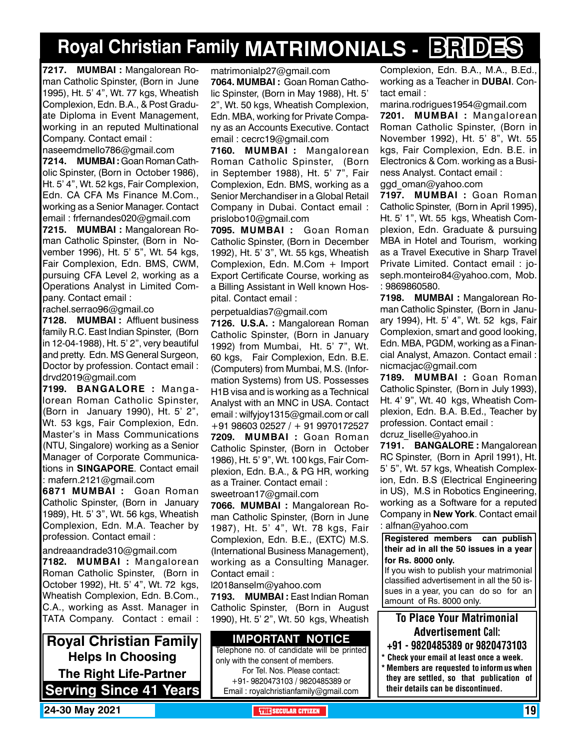# Royal Christian Family MATRIMONIALS - BRIDES

**7217. MUMBAI :** Mangalorean Roman Catholic Spinster, (Born in June 1995), Ht. 5' 4", Wt. 77 kgs, Wheatish Complexion, Edn. B.A., & Post Graduate Diploma in Event Management, working in an reputed Multinational Company. Contact email : naseemdmello786@gmail.com

**7214. MUMBAI :** Goan Roman Catholic Spinster, (Born in October 1986), Ht. 5' 4", Wt. 52 kgs, Fair Complexion, Edn. CA CFA Ms Finance M.Com., working as a Senior Manager. Contact email : frfernandes020@gmail.com

**7215. MUMBAI :** Mangalorean Roman Catholic Spinster, (Born in November 1996), Ht. 5' 5", Wt. 54 kgs, Fair Complexion, Edn. BMS, CWM, pursuing CFA Level 2, working as a Operations Analyst in Limited Company. Contact email : rachel.serrao96@gmail.co

**7128. MUMBAI :** Affluent business family R.C. East Indian Spinster, (Born in 12-04-1988), Ht. 5' 2", very beautiful and pretty. Edn. MS General Surgeon, Doctor by profession. Contact email : drvd2019@gmail.com

**7199. BANGALORE :** Mangalorean Roman Catholic Spinster, (Born in January 1990), Ht. 5' 2", Wt. 53 kgs, Fair Complexion, Edn. Master's in Mass Communications (NTU, Singalore) working as a Senior Manager of Corporate Communications in **SINGAPORE**. Contact email : mafern.2121@gmail.com

**6871 MUMBAI :** Goan Roman Catholic Spinster, (Born in January 1989), Ht. 5' 3", Wt. 56 kgs, Wheatish Complexion, Edn. M.A. Teacher by profession. Contact email : andreaandrade310@gmail.com

**7182. MUMBAI :** Mangalorean Roman Catholic Spinster, (Born in October 1992), Ht. 5' 4", Wt. 72 kgs, Wheatish Complexion, Edn. B.Com., C.A., working as Asst. Manager in TATA Company. Contact : email : matrimonialp27@gmail.com

**7064. MUMBAI :** Goan Roman Catholic Spinster, (Born in May 1988), Ht. 5' 2", Wt. 50 kgs, Wheatish Complexion, Edn. MBA, working for Private Company as an Accounts Executive. Contact email : cecrc19@gmail.com

**7160. MUMBAI :** Mangalorean Roman Catholic Spinster, (Born in September 1988), Ht. 5' 7", Fair Complexion, Edn. BMS, working as a Senior Merchandiser in a Global Retail Company in Dubai. Contact email : prislobo10@gmail.com

**7095. MUMBAI :** Goan Roman Catholic Spinster, (Born in December 1992), Ht. 5' 3", Wt. 55 kgs, Wheatish Complexion, Edn. M.Com + Import Export Certificate Course, working as a Billing Assistant in Well known Hospital. Contact email : perpetualdias7@gmail.com

**7126. U.S.A. :** Mangalorean Roman Catholic Spinster, (Born in January 1992) from Mumbai, Ht. 5' 7", Wt. 60 kgs, Fair Complexion, Edn. B.E. (Computers) from Mumbai, M.S. (Information Systems) from US. Possesses H1B visa and is working as a Technical Analyst with an MNC in USA. Contact email : wilfyjoy1315@gmail.com or call +91 98603 02527 / + 91 9970172527

**7209. MUMBAI :** Goan Roman Catholic Spinster, (Born in October 1986), Ht. 5' 9", Wt. 100 kgs, Fair Complexion, Edn. B.A., & PG HR, working as a Trainer. Contact email : sweetroan17@gmail.com

**7066. MUMBAI :** Mangalorean Roman Catholic Spinster, (Born in June 1987), Ht. 5' 4", Wt. 78 kgs, Fair Complexion, Edn. B.E., (EXTC) M.S. (International Business Management), working as a Consulting Manager. Contact email : l2018anselm@yahoo.com

**7193. MUMBAI :** East Indian Roman Catholic Spinster, (Born in August 1990), Ht. 5' 2", Wt. 50 kgs, Wheatish Complexion, Edn. B.A., M.A., B.Ed., working as a Teacher in **DUBAI**. Contact email : marina.rodrigues1954@gmail.com

**7201. MUMBAI :** Mangalorean Roman Catholic Spinster, (Born in November 1992), Ht. 5' 8", Wt. 55 kgs, Fair Complexion, Edn. B.E. in Electronics & Com. working as a Business Analyst. Contact email : ggd_oman@yahoo.com

**7197. MUMBAI :** Goan Roman Catholic Spinster, (Born in April 1995), Ht. 5' 1", Wt. 55 kgs, Wheatish Complexion, Edn. Graduate & pursuing MBA in Hotel and Tourism, working as a Travel Executive in Sharp Travel Private Limited. Contact email : joseph.monteiro84@yahoo.com, Mob. : 9869860580.

**7198. MUMBAI :** Mangalorean Roman Catholic Spinster, (Born in January 1994), Ht. 5' 4", Wt. 52 kgs, Fair Complexion, smart and good looking, Edn. MBA, PGDM, working as a Financial Analyst, Amazon. Contact email : nicmacjac@gmail.com

**7189. MUMBAI :** Goan Roman Catholic Spinster, (Born in July 1993), Ht. 4' 9", Wt. 40 kgs, Wheatish Complexion, Edn. B.A. B.Ed., Teacher by profession. Contact email : dcruz_liselle@yahoo.in

**7191. BANGALORE :** Mangalorean RC Spinster, (Born in April 1991), Ht. 5' 5", Wt. 57 kgs, Wheatish Complexion, Edn. B.S (Electrical Engineering in US), M.S in Robotics Engineering, working as a Software for a reputed Company in **New York**. Contact email : alfnan@yahoo.com

**Royal Christian Family Helps In Choosing The Right Life-Partner Serving Since 41 Years**

**IMPORTANT NOTICE**

Telephone no. of candidate will be printed only with the consent of members. For Tel. Nos. Please contact: +91- 9820473103 / 9820485389 or Email : royalchristianfamily@gmail.com

**Registered members can publish their ad in all the 50 issues in a year for Rs. 8000 only.**

If you wish to publish your matrimonial classified advertisement in all the 50 issues in a year, you can do so for an amount of Rs. 8000 only.

**To Place Your Matrimonial Advertisement Call: +91 - 9820485389 or 9820473103**

- **Check your email at least once a week.**
- **Members are requested to inform us when they are settled, so that publication of their details can be discontinued.**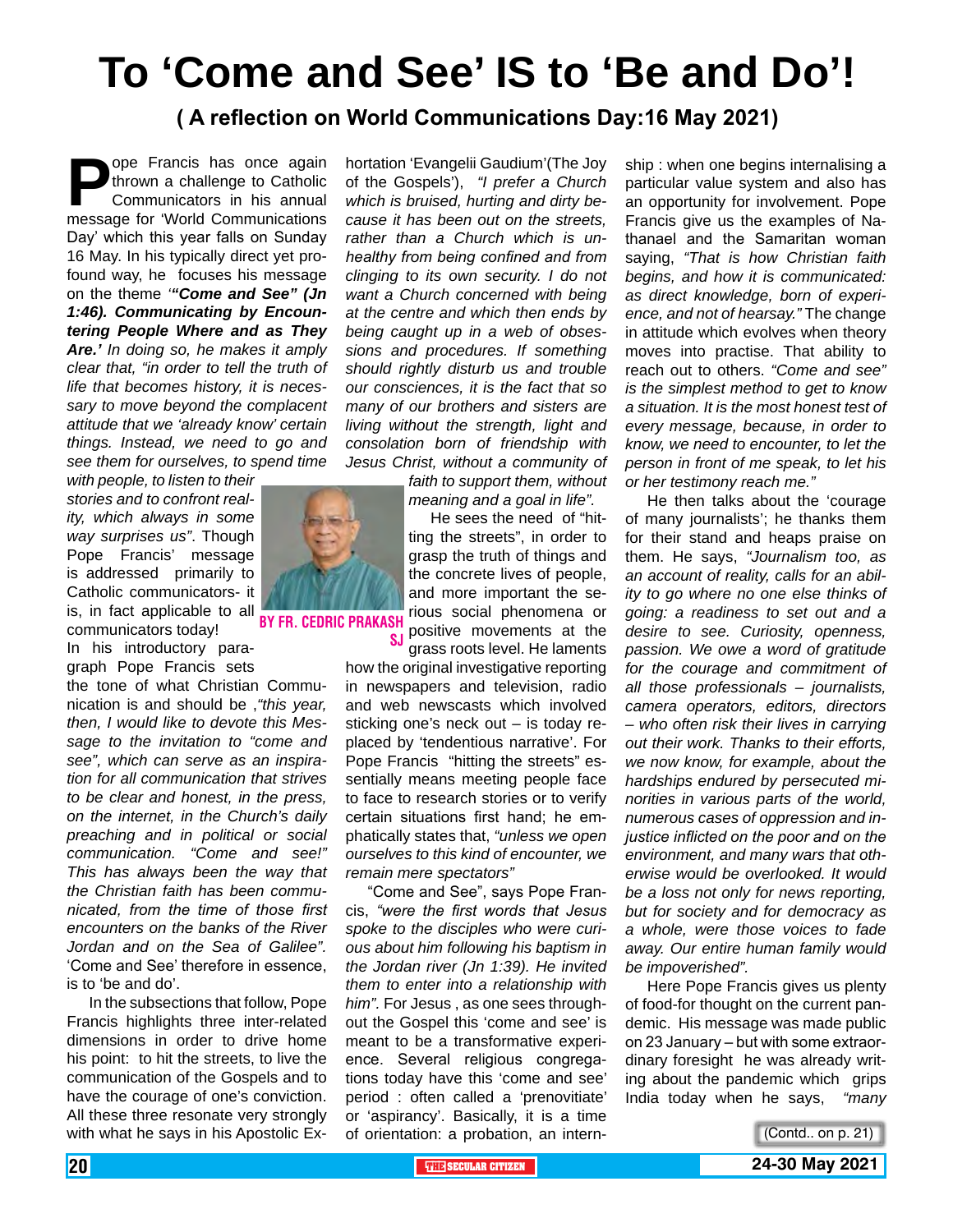# To 'Come and See' IS to 'Be and Do'!

### ( A reflection on World Communications Day:16 May 2021)

**By Fr. Cedric Prakash SJ**

Pope Francis has once again thrown a challenge to Catholic Communicators in his annual message for 'World Communications Day' which this year falls on Sunday 16 May. In his typically direct yet profound way, he focuses his message on the theme '***"Come and See" (Jn 1:46). Communicating by Encountering People Where and as They Are.'*** *In doing so, he makes it amply clear that, "in order to tell the truth of life that becomes history, it is necessary to move beyond the complacent attitude that we 'already know' certain things. Instead, we need to go and see them for ourselves, to spend time with people, to listen to their stories and to confront reality, which always in some way surprises us".* Though Pope Francis' message is addressed primarily to Catholic communicators- it is, in fact applicable to all communicators today!

In his introductory paragraph Pope Francis sets the tone of what Christian Communication is and should be ,*"this year, then, I would like to devote this Message to the invitation to "come and see", which can serve as an inspiration for all communication that strives to be clear and honest, in the press, on the internet, in the Church's daily preaching and in political or social communication. "Come and see!" This has always been the way that the Christian faith has been communicated, from the time of those first encounters on the banks of the River Jordan and on the Sea of Galilee".* 'Come and See' therefore in essence, is to 'be and do'.

In the subsections that follow, Pope Francis highlights three inter-related dimensions in order to drive home his point: to hit the streets, to live the communication of the Gospels and to have the courage of one's conviction. All these three resonate very strongly with what he says in his Apostolic Exhortation 'Evangelii Gaudium'(The Joy of the Gospels'), *"I prefer a Church which is bruised, hurting and dirty because it has been out on the streets, rather than a Church which is unhealthy from being confined and from clinging to its own security. I do not want a Church concerned with being at the centre and which then ends by being caught up in a web of obsessions and procedures. If something should rightly disturb us and trouble our consciences, it is the fact that so many of our brothers and sisters are living without the strength, light and consolation born of friendship with Jesus Christ, without a community of faith to support them, without meaning and a goal in life".*

He sees the need of "hitting the streets", in order to grasp the truth of things and the concrete lives of people, and more important the serious social phenomena or positive movements at the grass roots level. He laments how the original investigative reporting in newspapers and television, radio and web newscasts which involved sticking one's neck out – is today replaced by 'tendentious narrative'. For Pope Francis "hitting the streets" essentially means meeting people face to face to research stories or to verify certain situations first hand; he emphatically states that, *"unless we open ourselves to this kind of encounter, we remain mere spectators"*

"Come and See", says Pope Francis, *"were the first words that Jesus spoke to the disciples who were curious about him following his baptism in the Jordan river (Jn 1:39). He invited them to enter into a relationship with him".* For Jesus , as one sees throughout the Gospel this 'come and see' is meant to be a transformative experience. Several religious congregations today have this 'come and see' period : often called a 'prenovitiate' or 'aspirancy'. Basically, it is a time of orientation: a probation, an internship : when one begins internalising a particular value system and also has an opportunity for involvement. Pope Francis give us the examples of Nathanael and the Samaritan woman saying, *"That is how Christian faith begins, and how it is communicated: as direct knowledge, born of experience, and not of hearsay."* The change in attitude which evolves when theory moves into practise. That ability to reach out to others. *"Come and see" is the simplest method to get to know a situation. It is the most honest test of every message, because, in order to know, we need to encounter, to let the person in front of me speak, to let his or her testimony reach me."*

He then talks about the 'courage of many journalists'; he thanks them for their stand and heaps praise on them. He says, *"Journalism too, as an account of reality, calls for an ability to go where no one else thinks of going: a readiness to set out and a desire to see. Curiosity, openness, passion. We owe a word of gratitude for the courage and commitment of all those professionals – journalists, camera operators, editors, directors – who often risk their lives in carrying out their work. Thanks to their efforts, we now know, for example, about the hardships endured by persecuted minorities in various parts of the world, numerous cases of oppression and injustice inflicted on the poor and on the environment, and many wars that otherwise would be overlooked. It would be a loss not only for news reporting, but for society and for democracy as a whole, were those voices to fade away. Our entire human family would be impoverished".*

Here Pope Francis gives us plenty of food-for thought on the current pandemic. His message was made public on 23 January – but with some extraordinary foresight he was already writing about the pandemic which grips India today when he says, *"many*

(Contd.. on p. 21)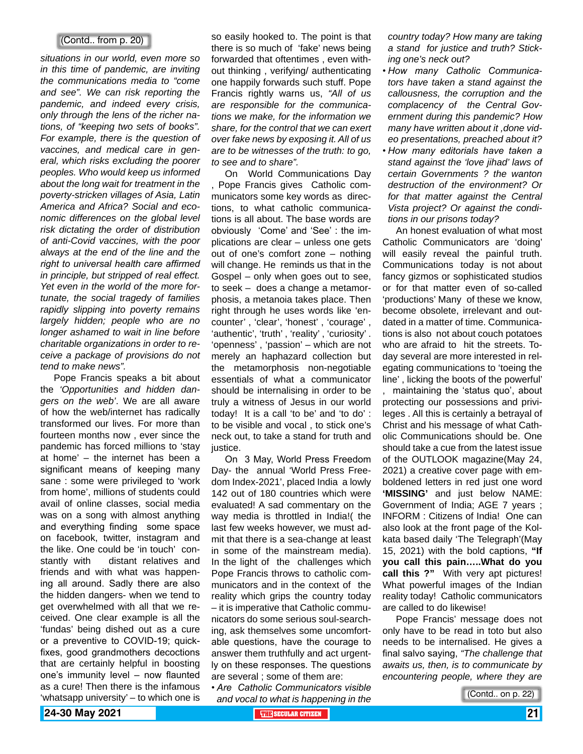(Contd.. from p. 20)

*situations in our world, even more so in this time of pandemic, are inviting the communications media to "come and see". We can risk reporting the pandemic, and indeed every crisis, only through the lens of the richer nations, of "keeping two sets of books". For example, there is the question of vaccines, and medical care in general, which risks excluding the poorer peoples. Who would keep us informed about the long wait for treatment in the poverty-stricken villages of Asia, Latin America and Africa? Social and economic differences on the global level risk dictating the order of distribution of anti-Covid vaccines, with the poor always at the end of the line and the right to universal health care affirmed in principle, but stripped of real effect. Yet even in the world of the more fortunate, the social tragedy of families rapidly slipping into poverty remains largely hidden; people who are no longer ashamed to wait in line before charitable organizations in order to receive a package of provisions do not tend to make news".*

Pope Francis speaks a bit about the *'Opportunities and hidden dangers on the web'*. We are all aware of how the web/internet has radically transformed our lives. For more than fourteen months now , ever since the pandemic has forced millions to 'stay at home' – the internet has been a significant means of keeping many sane : some were privileged to 'work from home', millions of students could avail of online classes, social media was on a song with almost anything and everything finding some space on facebook, twitter, instagram and the like. One could be 'in touch' constantly with distant relatives and friends and with what was happening all around. Sadly there are also the hidden dangers- when we tend to get overwhelmed with all that we received. One clear example is all the 'fundas' being dished out as a cure or a preventive to COVID-19; quick-fixes, good grandmothers decoctions that are certainly helpful in boosting one's immunity level – now flaunted as a cure! Then there is the infamous 'whatsapp university' – to which one is so easily hooked to. The point is that there is so much of 'fake' news being forwarded that oftentimes , even without thinking , verifying/ authenticating one happily forwards such stuff. Pope Francis rightly warns us, *"All of us are responsible for the communications we make, for the information we share, for the control that we can exert over fake news by exposing it. All of us are to be witnesses of the truth: to go, to see and to share".*

On World Communications Day , Pope Francis gives Catholic communicators some key words as directions, to what catholic communications is all about. The base words are obviously 'Come' and 'See' : the implications are clear – unless one gets out of one's comfort zone – nothing will change. He reminds us that in the Gospel – only when goes out to see, to seek – does a change a metamorphosis, a metanoia takes place. Then right through he uses words like 'encounter' , 'clear', 'honest' , 'courage' , 'authentic', 'truth' , 'reality' , 'curiosity' . 'openness' , 'passion' – which are not merely an haphazard collection but the metamorphosis non-negotiable essentials of what a communicator should be internalising in order to be truly a witness of Jesus in our world today! It is a call 'to be' and 'to do' : to be visible and vocal , to stick one's neck out, to take a stand for truth and justice.

On 3 May, World Press Freedom Day- the annual 'World Press Freedom Index-2021', placed India a lowly 142 out of 180 countries which were evaluated! A sad commentary on the way media is throttled in India!( the last few weeks however, we must admit that there is a sea-change at least in some of the mainstream media). In the light of the challenges which Pope Francis throws to catholic communicators and in the context of the reality which grips the country today – it is imperative that Catholic communicators do some serious soul-searching, ask themselves some uncomfortable questions, have the courage to answer them truthfully and act urgently on these responses. The questions are several ; some of them are:

- *Are Catholic Communicators visible and vocal to what is happening in the country today? How many are taking a stand for justice and truth? Sticking one's neck out?*
- *How many Catholic Communicators have taken a stand against the callousness, the corruption and the complacency of the Central Government during this pandemic? How many have written about it ,done video presentations, preached about it?*
- *How many editorials have taken a stand against the 'love jihad' laws of certain Governments ? the wanton destruction of the environment? Or for that matter against the Central Vista project? Or against the conditions in our prisons today?*

An honest evaluation of what most Catholic Communicators are 'doing' will easily reveal the painful truth. Communications today is not about fancy gizmos or sophisticated studios or for that matter even of so-called 'productions' Many of these we know, become obsolete, irrelevant and outdated in a matter of time. Communications is also not about couch potatoes who are afraid to hit the streets. Today several are more interested in relegating communications to 'toeing the line' , licking the boots of the powerful' , maintaining the 'status quo', about protecting our possessions and privileges . All this is certainly a betrayal of Christ and his message of what Catholic Communications should be. One should take a cue from the latest issue of the OUTLOOK magazine(May 24, 2021) a creative cover page with emboldened letters in red just one word **'MISSING'** and just below NAME: Government of India; AGE 7 years ; INFORM : Citizens of India! One can also look at the front page of the Kolkata based daily 'The Telegraph'(May 15, 2021) with the bold captions, **"If you call this pain…..What do you call this ?"** With very apt pictures! What powerful images of the Indian reality today! Catholic communicators are called to do likewise!

Pope Francis' message does not only have to be read in toto but also needs to be internalised. He gives a final salvo saying, *"The challenge that awaits us, then, is to communicate by encountering people, where they are*

(Contd.. on p. 22)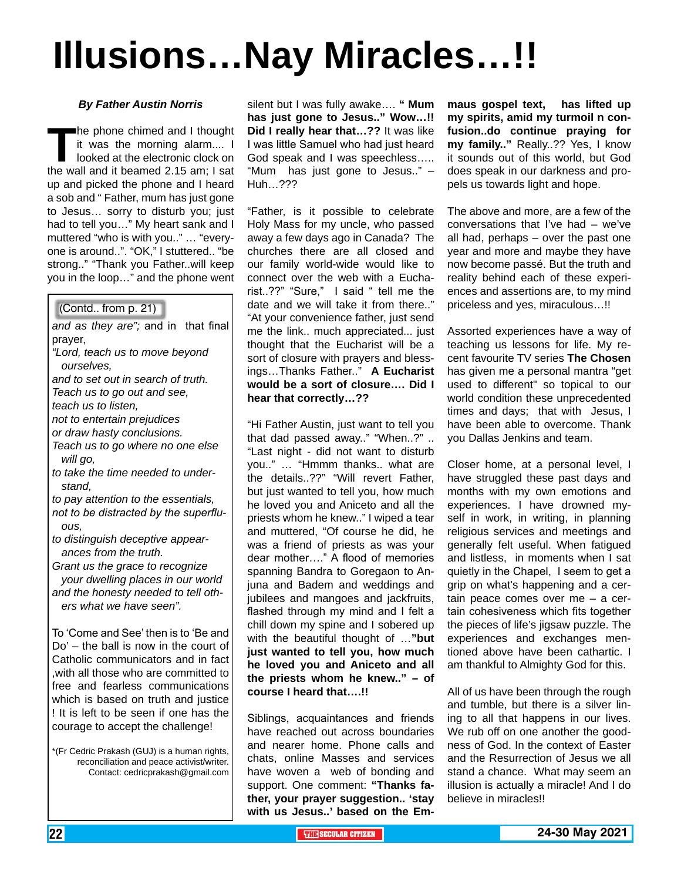# Illusions…Nay Miracles…!!

***By Father Austin Norris***

The phone chimed and I thought it was the morning alarm.... I looked at the electronic clock on the wall and it beamed 2.15 am; I sat up and picked the phone and I heard a sob and " Father, mum has just gone to Jesus… sorry to disturb you; just had to tell you…" My heart sank and I muttered "who is with you.." … "everyone is around..". "OK," I stuttered.. "be strong.." "Thank you Father..will keep you in the loop…" and the phone went silent but I was fully awake…. **" Mum has just gone to Jesus.." Wow…!! Did I really hear that…??** It was like I was little Samuel who had just heard God speak and I was speechless….. "Mum has just gone to Jesus.." – Huh…???

"Father, is it possible to celebrate Holy Mass for my uncle, who passed away a few days ago in Canada? The churches there are all closed and our family world-wide would like to connect over the web with a Eucharist..??" "Sure," I said " tell me the date and we will take it from there.." "At your convenience father, just send me the link.. much appreciated... just thought that the Eucharist will be a sort of closure with prayers and blessings…Thanks Father.." **A Eucharist would be a sort of closure…. Did I hear that correctly…??**

"Hi Father Austin, just want to tell you that dad passed away.." "When..?" .. "Last night - did not want to disturb you.." … "Hmmm thanks.. what are the details..??" "Will revert Father, but just wanted to tell you, how much he loved you and Aniceto and all the priests whom he knew.." I wiped a tear and muttered, "Of course he did, he was a friend of priests as was your dear mother…." A flood of memories spanning Bandra to Goregaon to Anjuna and Badem and weddings and jubilees and mangoes and jackfruits, flashed through my mind and I felt a chill down my spine and I sobered up with the beautiful thought of …**"but just wanted to tell you, how much he loved you and Aniceto and all the priests whom he knew.." – of course I heard that….!!**

Siblings, acquaintances and friends have reached out across boundaries and nearer home. Phone calls and chats, online Masses and services have woven a web of bonding and support. One comment: **"Thanks father, your prayer suggestion.. 'stay with us Jesus..' based on the Emmaus gospel text, has lifted up my spirits, amid my turmoil n confusion..do continue praying for my family.."** Really..?? Yes, I know it sounds out of this world, but God does speak in our darkness and propels us towards light and hope.

The above and more, are a few of the conversations that I've had – we've all had, perhaps – over the past one year and more and maybe they have now become passé. But the truth and reality behind each of these experiences and assertions are, to my mind priceless and yes, miraculous…!!

Assorted experiences have a way of teaching us lessons for life. My recent favourite TV series **The Chosen** has given me a personal mantra "get used to different" so topical to our world condition these unprecedented times and days; that with Jesus, I have been able to overcome. Thank you Dallas Jenkins and team.

Closer home, at a personal level, I have struggled these past days and months with my own emotions and experiences. I have drowned myself in work, in writing, in planning religious services and meetings and generally felt useful. When fatigued and listless, in moments when I sat quietly in the Chapel, I seem to get a grip on what's happening and a certain peace comes over me – a certain cohesiveness which fits together the pieces of life's jigsaw puzzle. The experiences and exchanges mentioned above have been cathartic. I am thankful to Almighty God for this.

All of us have been through the rough and tumble, but there is a silver lining to all that happens in our lives. We rub off on one another the goodness of God. In the context of Easter and the Resurrection of Jesus we all stand a chance. What may seem an illusion is actually a miracle! And I do believe in miracles!!

---

(Contd.. from p. 21)

*and as they are";* and in that final prayer,

*"Lord, teach us to move beyond ourselves,*
*and to set out in search of truth.*
*Teach us to go out and see,*
*teach us to listen,*
*not to entertain prejudices*
*or draw hasty conclusions.*
*Teach us to go where no one else will go,*
*to take the time needed to understand,*
*to pay attention to the essentials,*
*not to be distracted by the superfluous,*
*to distinguish deceptive appearances from the truth.*
*Grant us the grace to recognize your dwelling places in our world*
*and the honesty needed to tell others what we have seen".*

To 'Come and See' then is to 'Be and Do' – the ball is now in the court of Catholic communicators and in fact ,with all those who are committed to free and fearless communications which is based on truth and justice ! It is left to be seen if one has the courage to accept the challenge!

*(Fr Cedric Prakash (GUJ) is a human rights, reconciliation and peace activist/writer. Contact: cedricprakash@gmail.com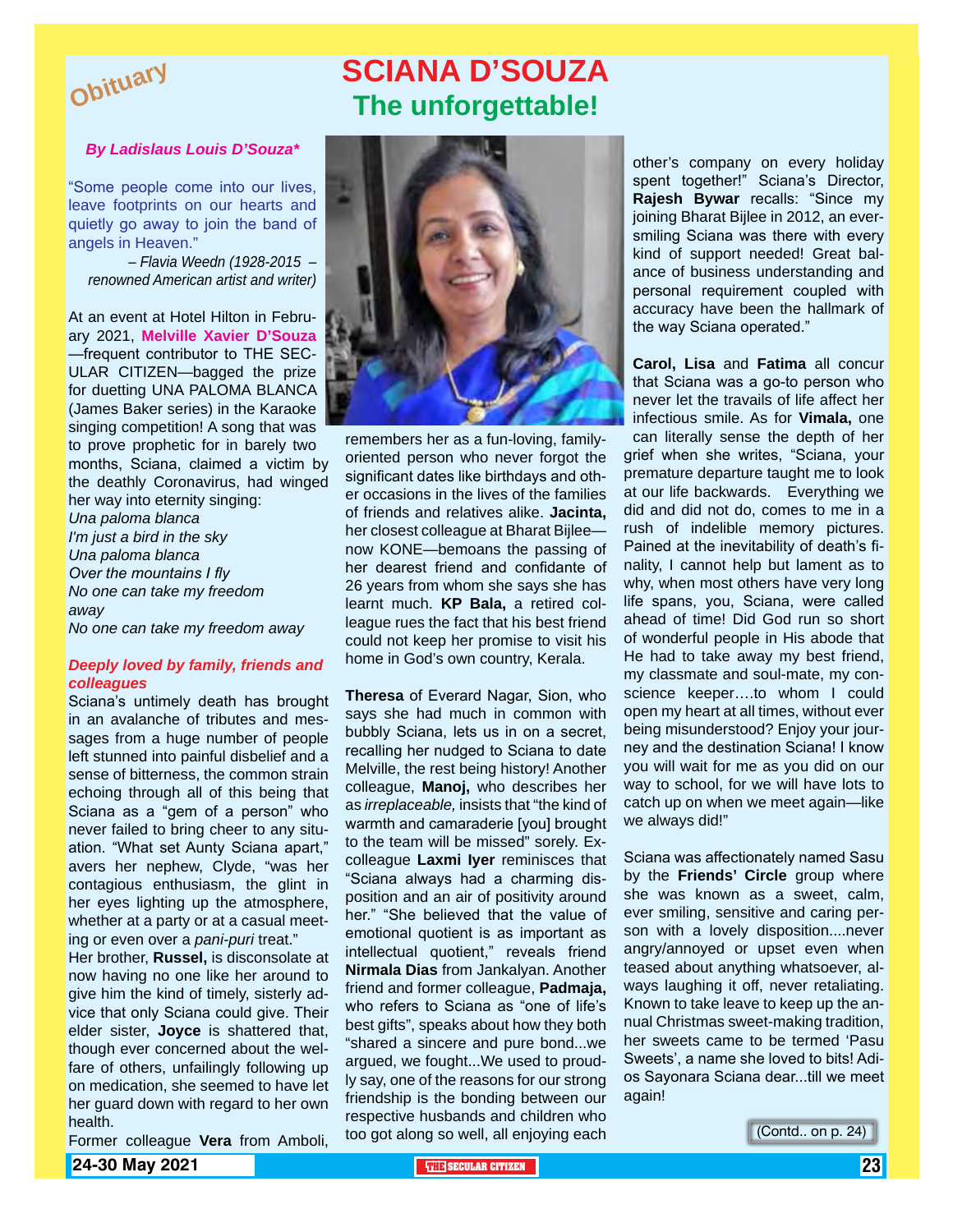Obituary

# SCIANA D'SOUZA

## The unforgettable!

***By Ladislaus Louis D'Souza****

"Some people come into our lives, leave footprints on our hearts and quietly go away to join the band of angels in Heaven."

*– Flavia Weedn (1928-2015 – renowned American artist and writer)*

At an event at Hotel Hilton in February 2021, **Melville Xavier D'Souza**—frequent contributor to THE SECULAR CITIZEN—bagged the prize for duetting UNA PALOMA BLANCA (James Baker series) in the Karaoke singing competition! A song that was to prove prophetic for in barely two months, Sciana, claimed a victim by the deathly Coronavirus, had winged her way into eternity singing:

*Una paloma blanca*
*I'm just a bird in the sky*
*Una paloma blanca*
*Over the mountains I fly*
*No one can take my freedom away*
*No one can take my freedom away*

### *Deeply loved by family, friends and colleagues*

Sciana's untimely death has brought in an avalanche of tributes and messages from a huge number of people left stunned into painful disbelief and a sense of bitterness, the common strain echoing through all of this being that Sciana as a "gem of a person" who never failed to bring cheer to any situation. "What set Aunty Sciana apart," avers her nephew, Clyde, "was her contagious enthusiasm, the glint in her eyes lighting up the atmosphere, whether at a party or at a casual meeting or even over a *pani-puri* treat."

Her brother, **Russel,** is disconsolate at now having no one like her around to give him the kind of timely, sisterly advice that only Sciana could give. Their elder sister, **Joyce** is shattered that, though ever concerned about the welfare of others, unfailingly following up on medication, she seemed to have let her guard down with regard to her own health.

Former colleague **Vera** from Amboli, remembers her as a fun-loving, family-oriented person who never forgot the significant dates like birthdays and other occasions in the lives of the families of friends and relatives alike. **Jacinta,** her closest colleague at Bharat Bijlee—now KONE—bemoans the passing of her dearest friend and confidante of 26 years from whom she says she has learnt much. **KP Bala,** a retired colleague rues the fact that his best friend could not keep her promise to visit his home in God's own country, Kerala.

**Theresa** of Everard Nagar, Sion, who says she had much in common with bubbly Sciana, lets us in on a secret, recalling her nudged to Sciana to date Melville, the rest being history! Another colleague, **Manoj,** who describes her as *irreplaceable,* insists that "the kind of warmth and camaraderie [you] brought to the team will be missed" sorely. Ex-colleague **Laxmi Iyer** reminisces that "Sciana always had a charming disposition and an air of positivity around her." "She believed that the value of emotional quotient is as important as intellectual quotient," reveals friend **Nirmala Dias** from Jankalyan. Another friend and former colleague, **Padmaja,** who refers to Sciana as "one of life's best gifts", speaks about how they both "shared a sincere and pure bond...we argued, we fought...We used to proudly say, one of the reasons for our strong friendship is the bonding between our respective husbands and children who too got along so well, all enjoying each other's company on every holiday spent together!" Sciana's Director, **Rajesh Bywar** recalls: "Since my joining Bharat Bijlee in 2012, an ever-smiling Sciana was there with every kind of support needed! Great balance of business understanding and personal requirement coupled with accuracy have been the hallmark of the way Sciana operated."

**Carol, Lisa** and **Fatima** all concur that Sciana was a go-to person who never let the travails of life affect her infectious smile. As for **Vimala,** one can literally sense the depth of her grief when she writes, "Sciana, your premature departure taught me to look at our life backwards. Everything we did and did not do, comes to me in a rush of indelible memory pictures. Pained at the inevitability of death's finality, I cannot help but lament as to why, when most others have very long life spans, you, Sciana, were called ahead of time! Did God run so short of wonderful people in His abode that He had to take away my best friend, my classmate and soul-mate, my conscience keeper….to whom I could open my heart at all times, without ever being misunderstood? Enjoy your journey and the destination Sciana! I know you will wait for me as you did on our way to school, for we will have lots to catch up on when we meet again—like we always did!"

Sciana was affectionately named Sasu by the **Friends' Circle** group where she was known as a sweet, calm, ever smiling, sensitive and caring person with a lovely disposition....never angry/annoyed or upset even when teased about anything whatsoever, always laughing it off, never retaliating. Known to take leave to keep up the annual Christmas sweet-making tradition, her sweets came to be termed 'Pasu Sweets', a name she loved to bits! Adios Sayonara Sciana dear...till we meet again!

(Contd.. on p. 24)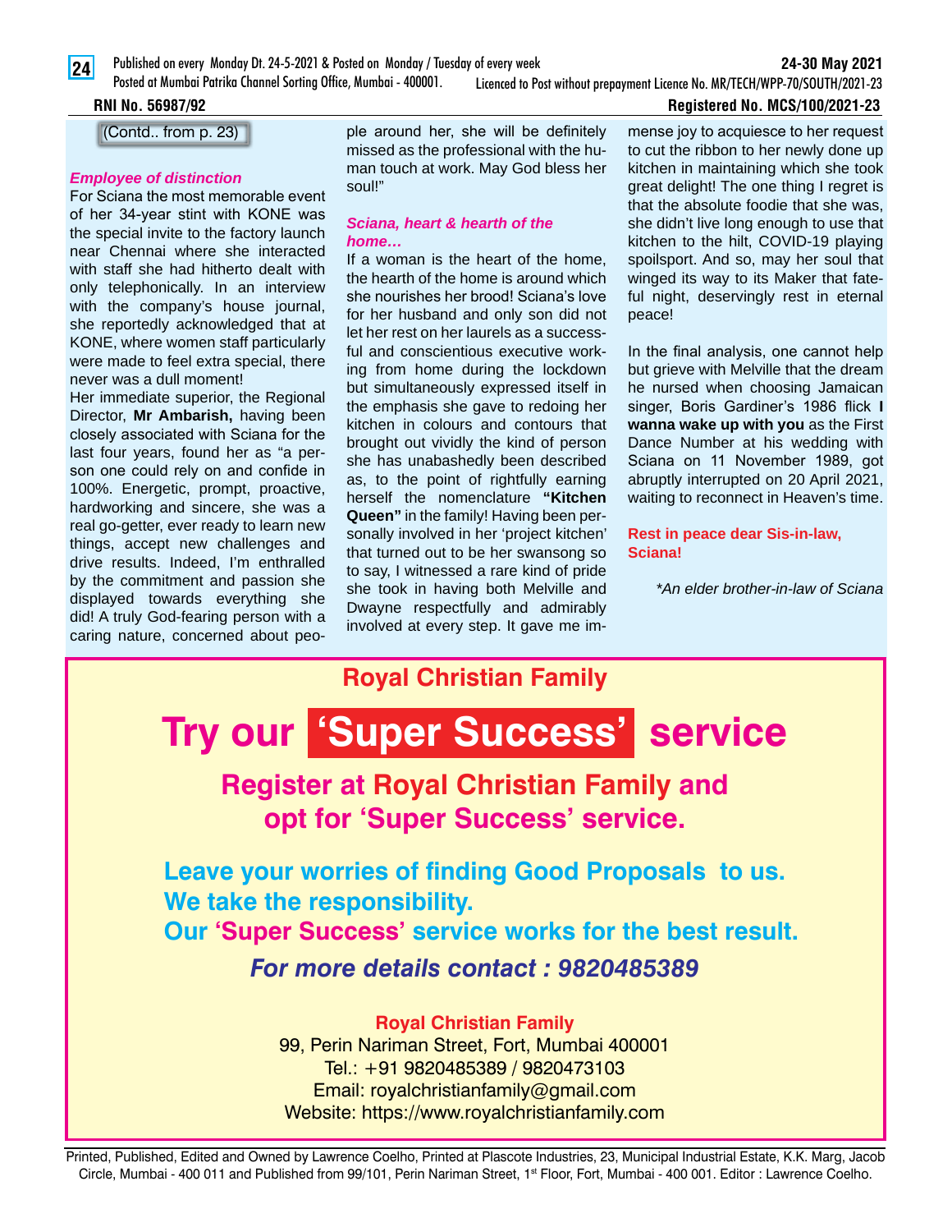(Contd.. from p. 23)

***Employee of distinction***

For Sciana the most memorable event of her 34-year stint with KONE was the special invite to the factory launch near Chennai where she interacted with staff she had hitherto dealt with only telephonically. In an interview with the company's house journal, she reportedly acknowledged that at KONE, where women staff particularly were made to feel extra special, there never was a dull moment!

Her immediate superior, the Regional Director, **Mr Ambarish,** having been closely associated with Sciana for the last four years, found her as "a person one could rely on and confide in 100%. Energetic, prompt, proactive, hardworking and sincere, she was a real go-getter, ever ready to learn new things, accept new challenges and drive results. Indeed, I'm enthralled by the commitment and passion she displayed towards everything she did! A truly God-fearing person with a caring nature, concerned about people around her, she will be definitely missed as the professional with the human touch at work. May God bless her soul!"

***Sciana, heart & hearth of the home…***

If a woman is the heart of the home, the hearth of the home is around which she nourishes her brood! Sciana's love for her husband and only son did not let her rest on her laurels as a successful and conscientious executive working from home during the lockdown but simultaneously expressed itself in the emphasis she gave to redoing her kitchen in colours and contours that brought out vividly the kind of person she has unabashedly been described as, to the point of rightfully earning herself the nomenclature **"Kitchen Queen"** in the family! Having been personally involved in her 'project kitchen' that turned out to be her swansong so to say, I witnessed a rare kind of pride she took in having both Melville and Dwayne respectfully and admirably involved at every step. It gave me immense joy to acquiesce to her request to cut the ribbon to her newly done up kitchen in maintaining which she took great delight! The one thing I regret is that the absolute foodie that she was, she didn't live long enough to use that kitchen to the hilt, COVID-19 playing spoilsport. And so, may her soul that winged its way to its Maker that fateful night, deservingly rest in eternal peace!

In the final analysis, one cannot help but grieve with Melville that the dream he nursed when choosing Jamaican singer, Boris Gardiner's 1986 flick **I wanna wake up with you** as the First Dance Number at his wedding with Sciana on 11 November 1989, got abruptly interrupted on 20 April 2021, waiting to reconnect in Heaven's time.

**Rest in peace dear Sis-in-law, Sciana!**

*\*An elder brother-in-law of Sciana*

---

**Royal Christian Family**

# Try our 'Super Success' service

**Register at Royal Christian Family and opt for 'Super Success' service.**

**Leave your worries of finding Good Proposals to us.**
**We take the responsibility.**
**Our 'Super Success' service works for the best result.**

***For more details contact : 9820485389***

**Royal Christian Family**
99, Perin Nariman Street, Fort, Mumbai 400001
Tel.: +91 9820485389 / 9820473103
Email: royalchristianfamily@gmail.com
Website: https://www.royalchristianfamily.com

---

Printed, Published, Edited and Owned by Lawrence Coelho, Printed at Plascote Industries, 23, Municipal Industrial Estate, K.K. Marg, Jacob Circle, Mumbai - 400 011 and Published from 99/101, Perin Nariman Street, 1st Floor, Fort, Mumbai - 400 001. Editor : Lawrence Coelho.